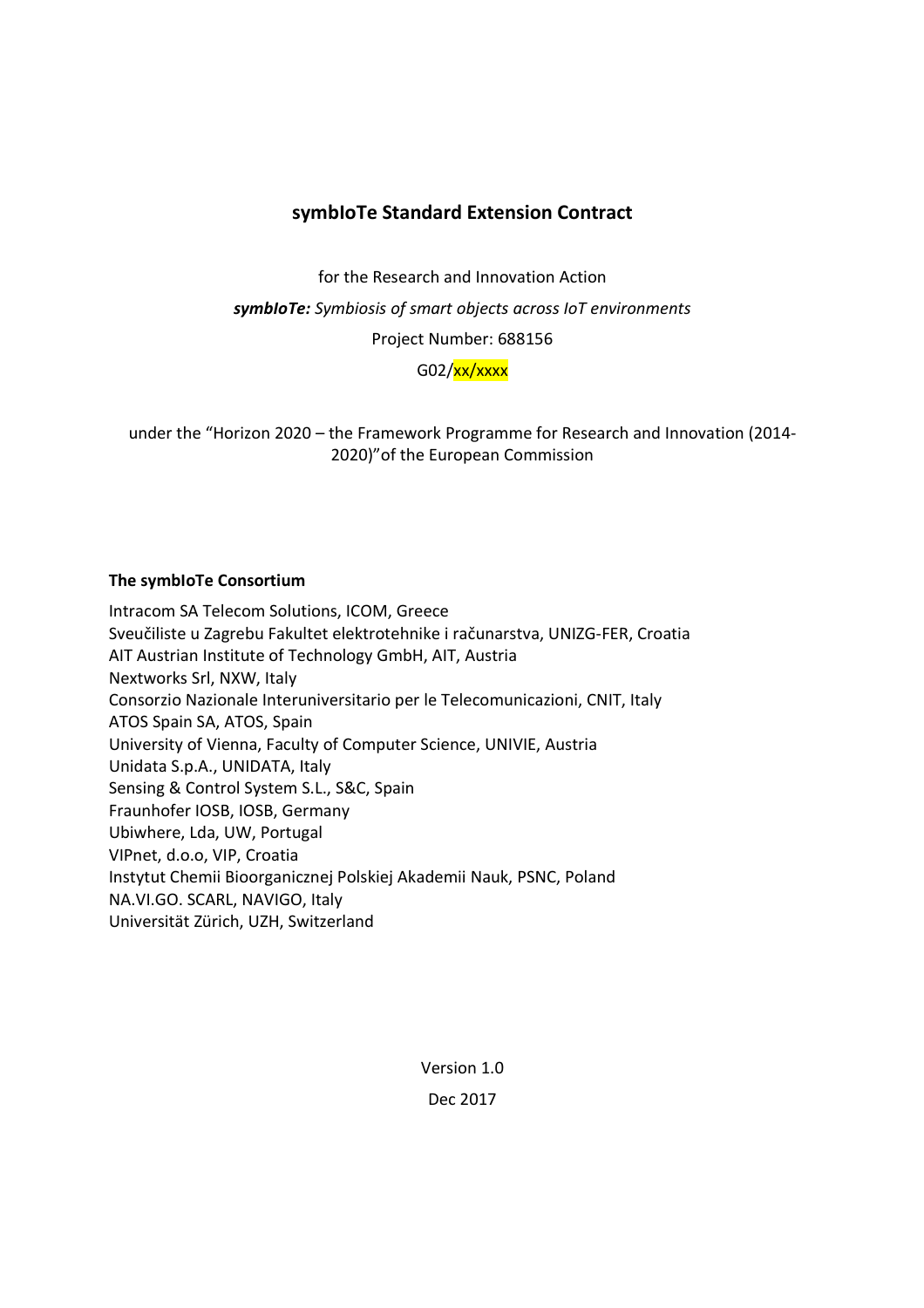# symbIoTe Standard Extension Contract

for the Research and Innovation Action

***symbIoTe:*** *Symbiosis of smart objects across IoT environments*

Project Number: 688156

G02/xx/xxxx

under the "Horizon 2020 – the Framework Programme for Research and Innovation (2014-2020)"of the European Commission

**The symbIoTe Consortium**

Intracom SA Telecom Solutions, ICOM, Greece
Sveučiliste u Zagrebu Fakultet elektrotehnike i računarstva, UNIZG-FER, Croatia
AIT Austrian Institute of Technology GmbH, AIT, Austria
Nextworks Srl, NXW, Italy
Consorzio Nazionale Interuniversitario per le Telecomunicazioni, CNIT, Italy
ATOS Spain SA, ATOS, Spain
University of Vienna, Faculty of Computer Science, UNIVIE, Austria
Unidata S.p.A., UNIDATA, Italy
Sensing & Control System S.L., S&C, Spain
Fraunhofer IOSB, IOSB, Germany
Ubiwhere, Lda, UW, Portugal
VIPnet, d.o.o, VIP, Croatia
Instytut Chemii Bioorganicznej Polskiej Akademii Nauk, PSNC, Poland
NA.VI.GO. SCARL, NAVIGO, Italy
Universität Zürich, UZH, Switzerland

Version 1.0

Dec 2017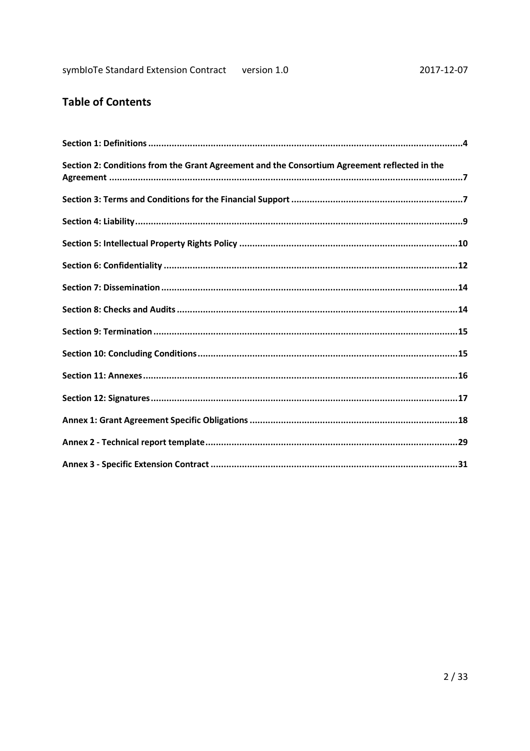## Table of Contents

**Section 1: Definitions** ........................................................................................................................ **4**

**Section 2: Conditions from the Grant Agreement and the Consortium Agreement reflected in the Agreement** ........................................................................................................................ **7**

**Section 3: Terms and Conditions for the Financial Support** .................................................................. **7**

**Section 4: Liability** ........................................................................................................................ **9**

**Section 5: Intellectual Property Rights Policy** .................................................................................... **10**

**Section 6: Confidentiality** ........................................................................................................................ **12**

**Section 7: Dissemination** ........................................................................................................................ **14**

**Section 8: Checks and Audits** ........................................................................................................................ **14**

**Section 9: Termination** ........................................................................................................................ **15**

**Section 10: Concluding Conditions** ........................................................................................................................ **15**

**Section 11: Annexes** ........................................................................................................................ **16**

**Section 12: Signatures** ........................................................................................................................ **17**

**Annex 1: Grant Agreement Specific Obligations** ................................................................................ **18**

**Annex 2 - Technical report template** ................................................................................................. **29**

**Annex 3 - Specific Extension Contract** ............................................................................................... **31**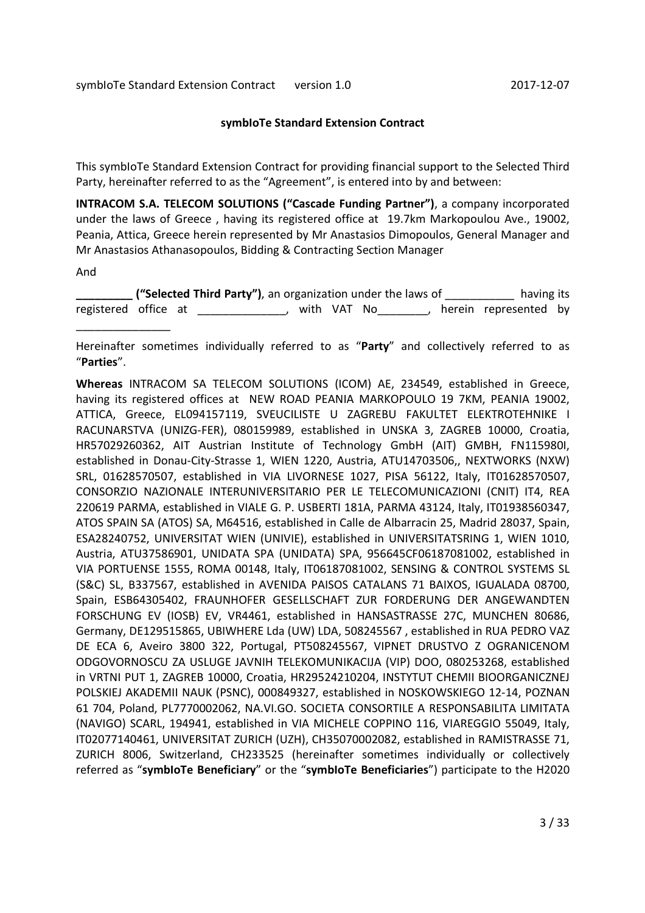**symbIoTe Standard Extension Contract**

This symbIoTe Standard Extension Contract for providing financial support to the Selected Third Party, hereinafter referred to as the "Agreement", is entered into by and between:

**INTRACOM S.A. TELECOM SOLUTIONS ("Cascade Funding Partner")**, a company incorporated under the laws of Greece , having its registered office at 19.7km Markopoulou Ave., 19002, Peania, Attica, Greece herein represented by Mr Anastasios Dimopoulos, General Manager and Mr Anastasios Athanasopoulos, Bidding & Contracting Section Manager

And

**_________ ("Selected Third Party")**, an organization under the laws of ___________ having its registered office at ______________, with VAT No________, herein represented by _______________

Hereinafter sometimes individually referred to as "**Party**" and collectively referred to as "**Parties**".

**Whereas** INTRACOM SA TELECOM SOLUTIONS (ICOM) AE, 234549, established in Greece, having its registered offices at NEW ROAD PEANIA MARKOPOULO 19 7KM, PEANIA 19002, ATTICA, Greece, EL094157119, SVEUCILISTE U ZAGREBU FAKULTET ELEKTROTEHNIKE I RACUNARSTVA (UNIZG-FER), 080159989, established in UNSKA 3, ZAGREB 10000, Croatia, HR57029260362, AIT Austrian Institute of Technology GmbH (AIT) GMBH, FN115980I, established in Donau-City-Strasse 1, WIEN 1220, Austria, ATU14703506,, NEXTWORKS (NXW) SRL, 01628570507, established in VIA LIVORNESE 1027, PISA 56122, Italy, IT01628570507, CONSORZIO NAZIONALE INTERUNIVERSITARIO PER LE TELECOMUNICAZIONI (CNIT) IT4, REA 220619 PARMA, established in VIALE G. P. USBERTI 181A, PARMA 43124, Italy, IT01938560347, ATOS SPAIN SA (ATOS) SA, M64516, established in Calle de Albarracin 25, Madrid 28037, Spain, ESA28240752, UNIVERSITAT WIEN (UNIVIE), established in UNIVERSITATSRING 1, WIEN 1010, Austria, ATU37586901, UNIDATA SPA (UNIDATA) SPA, 956645CF06187081002, established in VIA PORTUENSE 1555, ROMA 00148, Italy, IT06187081002, SENSING & CONTROL SYSTEMS SL (S&C) SL, B337567, established in AVENIDA PAISOS CATALANS 71 BAIXOS, IGUALADA 08700, Spain, ESB64305402, FRAUNHOFER GESELLSCHAFT ZUR FORDERUNG DER ANGEWANDTEN FORSCHUNG EV (IOSB) EV, VR4461, established in HANSASTRASSE 27C, MUNCHEN 80686, Germany, DE129515865, UBIWHERE Lda (UW) LDA, 508245567 , established in RUA PEDRO VAZ DE ECA 6, Aveiro 3800 322, Portugal, PT508245567, VIPNET DRUSTVO Z OGRANICENOM ODGOVORNOSCU ZA USLUGE JAVNIH TELEKOMUNIKACIJA (VIP) DOO, 080253268, established in VRTNI PUT 1, ZAGREB 10000, Croatia, HR29524210204, INSTYTUT CHEMII BIOORGANICZNEJ POLSKIEJ AKADEMII NAUK (PSNC), 000849327, established in NOSKOWSKIEGO 12-14, POZNAN 61 704, Poland, PL7770002062, NA.VI.GO. SOCIETA CONSORTILE A RESPONSABILITA LIMITATA (NAVIGO) SCARL, 194941, established in VIA MICHELE COPPINO 116, VIAREGGIO 55049, Italy, IT02077140461, UNIVERSITAT ZURICH (UZH), CH35070002082, established in RAMISTRASSE 71, ZURICH 8006, Switzerland, CH233525 (hereinafter sometimes individually or collectively referred as "**symbIoTe Beneficiary**" or the "**symbIoTe Beneficiaries**") participate to the H2020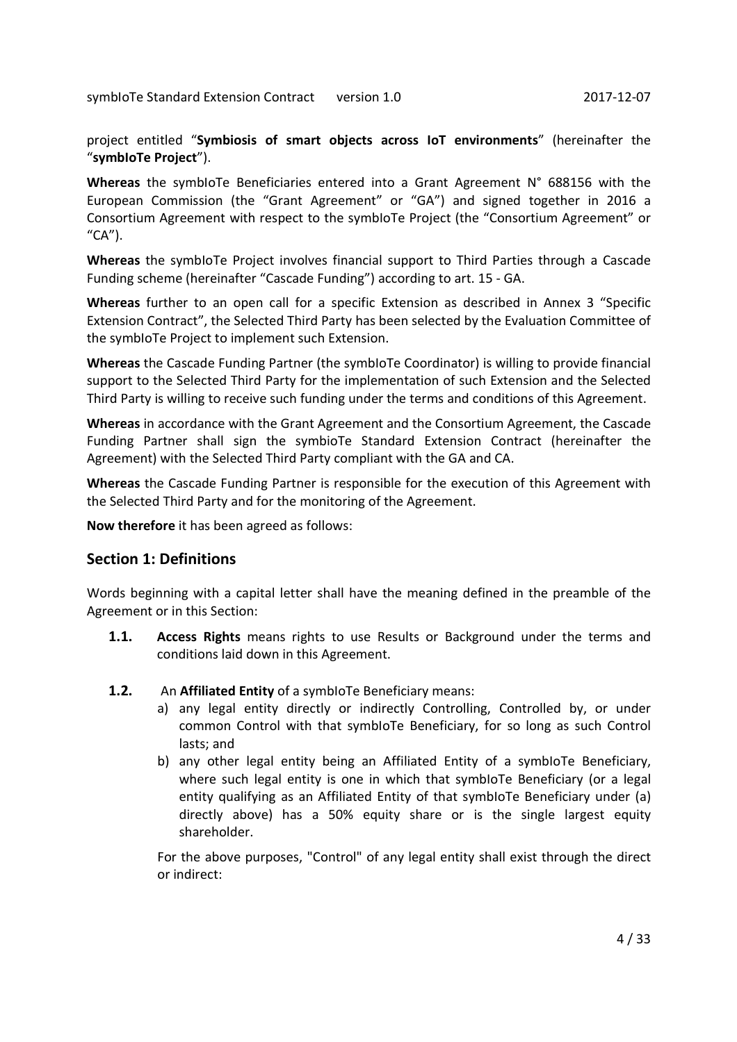project entitled "**Symbiosis of smart objects across IoT environments**" (hereinafter the "**symbIoTe Project**").

**Whereas** the symbIoTe Beneficiaries entered into a Grant Agreement N° 688156 with the European Commission (the "Grant Agreement" or "GA") and signed together in 2016 a Consortium Agreement with respect to the symbIoTe Project (the "Consortium Agreement" or "CA").

**Whereas** the symbIoTe Project involves financial support to Third Parties through a Cascade Funding scheme (hereinafter "Cascade Funding") according to art. 15 - GA.

**Whereas** further to an open call for a specific Extension as described in Annex 3 "Specific Extension Contract", the Selected Third Party has been selected by the Evaluation Committee of the symbIoTe Project to implement such Extension.

**Whereas** the Cascade Funding Partner (the symbIoTe Coordinator) is willing to provide financial support to the Selected Third Party for the implementation of such Extension and the Selected Third Party is willing to receive such funding under the terms and conditions of this Agreement.

**Whereas** in accordance with the Grant Agreement and the Consortium Agreement, the Cascade Funding Partner shall sign the symbioTe Standard Extension Contract (hereinafter the Agreement) with the Selected Third Party compliant with the GA and CA.

**Whereas** the Cascade Funding Partner is responsible for the execution of this Agreement with the Selected Third Party and for the monitoring of the Agreement.

**Now therefore** it has been agreed as follows:

## Section 1: Definitions

Words beginning with a capital letter shall have the meaning defined in the preamble of the Agreement or in this Section:

**1.1.** **Access Rights** means rights to use Results or Background under the terms and conditions laid down in this Agreement.

**1.2.** An **Affiliated Entity** of a symbIoTe Beneficiary means:

a) any legal entity directly or indirectly Controlling, Controlled by, or under common Control with that symbIoTe Beneficiary, for so long as such Control lasts; and

b) any other legal entity being an Affiliated Entity of a symbIoTe Beneficiary, where such legal entity is one in which that symbIoTe Beneficiary (or a legal entity qualifying as an Affiliated Entity of that symbIoTe Beneficiary under (a) directly above) has a 50% equity share or is the single largest equity shareholder.

For the above purposes, "Control" of any legal entity shall exist through the direct or indirect: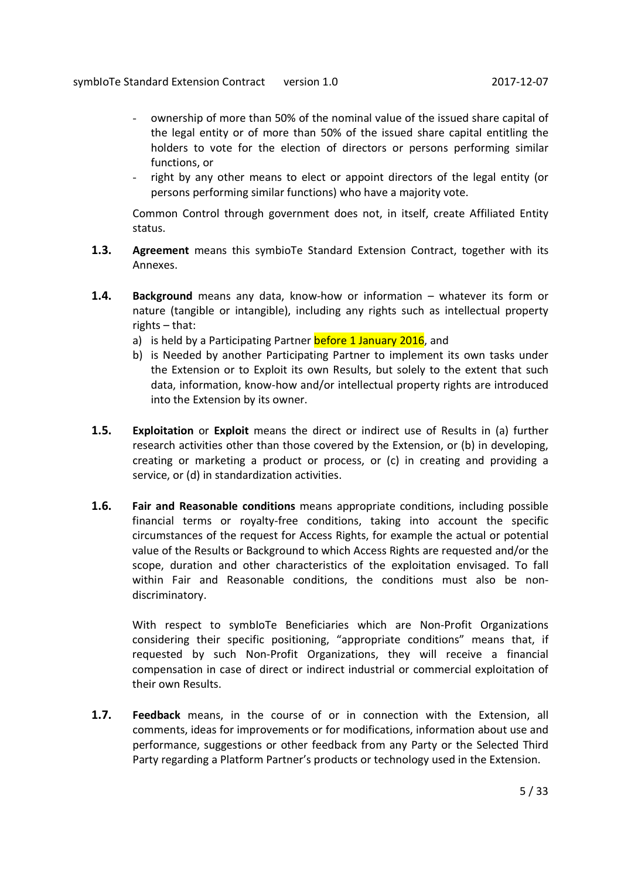- ownership of more than 50% of the nominal value of the issued share capital of the legal entity or of more than 50% of the issued share capital entitling the holders to vote for the election of directors or persons performing similar functions, or
- right by any other means to elect or appoint directors of the legal entity (or persons performing similar functions) who have a majority vote.

Common Control through government does not, in itself, create Affiliated Entity status.

**1.3.** **Agreement** means this symbioTe Standard Extension Contract, together with its Annexes.

**1.4.** **Background** means any data, know-how or information – whatever its form or nature (tangible or intangible), including any rights such as intellectual property rights – that:

a) is held by a Participating Partner before 1 January 2016, and
b) is Needed by another Participating Partner to implement its own tasks under the Extension or to Exploit its own Results, but solely to the extent that such data, information, know-how and/or intellectual property rights are introduced into the Extension by its owner.

**1.5.** **Exploitation** or **Exploit** means the direct or indirect use of Results in (a) further research activities other than those covered by the Extension, or (b) in developing, creating or marketing a product or process, or (c) in creating and providing a service, or (d) in standardization activities.

**1.6.** **Fair and Reasonable conditions** means appropriate conditions, including possible financial terms or royalty-free conditions, taking into account the specific circumstances of the request for Access Rights, for example the actual or potential value of the Results or Background to which Access Rights are requested and/or the scope, duration and other characteristics of the exploitation envisaged. To fall within Fair and Reasonable conditions, the conditions must also be non-discriminatory.

With respect to symbIoTe Beneficiaries which are Non-Profit Organizations considering their specific positioning, "appropriate conditions" means that, if requested by such Non-Profit Organizations, they will receive a financial compensation in case of direct or indirect industrial or commercial exploitation of their own Results.

**1.7.** **Feedback** means, in the course of or in connection with the Extension, all comments, ideas for improvements or for modifications, information about use and performance, suggestions or other feedback from any Party or the Selected Third Party regarding a Platform Partner's products or technology used in the Extension.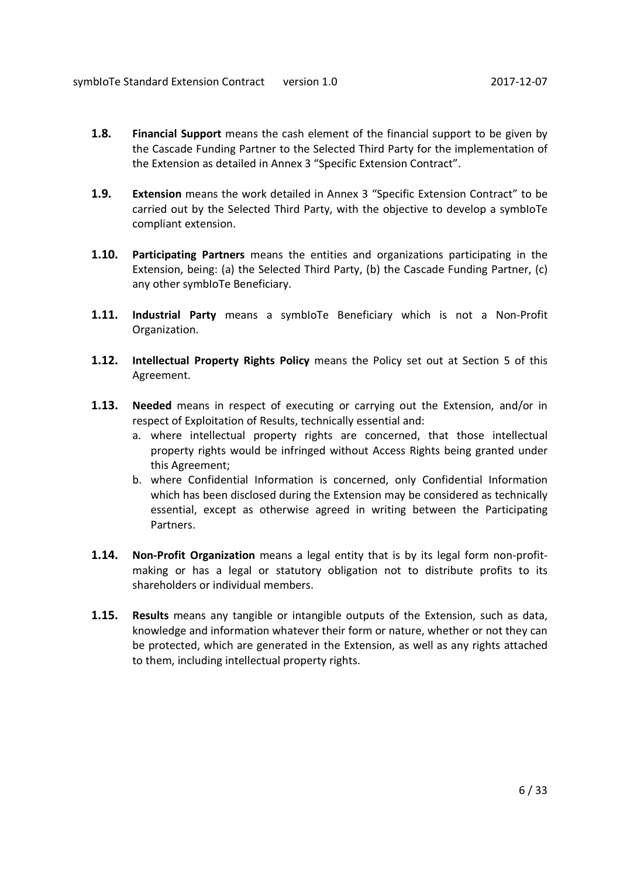**1.8.** **Financial Support** means the cash element of the financial support to be given by the Cascade Funding Partner to the Selected Third Party for the implementation of the Extension as detailed in Annex 3 "Specific Extension Contract".

**1.9.** **Extension** means the work detailed in Annex 3 "Specific Extension Contract" to be carried out by the Selected Third Party, with the objective to develop a symbIoTe compliant extension.

**1.10.** **Participating Partners** means the entities and organizations participating in the Extension, being: (a) the Selected Third Party, (b) the Cascade Funding Partner, (c) any other symbIoTe Beneficiary.

**1.11.** **Industrial Party** means a symbIoTe Beneficiary which is not a Non-Profit Organization.

**1.12.** **Intellectual Property Rights Policy** means the Policy set out at Section 5 of this Agreement.

**1.13.** **Needed** means in respect of executing or carrying out the Extension, and/or in respect of Exploitation of Results, technically essential and:

a. where intellectual property rights are concerned, that those intellectual property rights would be infringed without Access Rights being granted under this Agreement;

b. where Confidential Information is concerned, only Confidential Information which has been disclosed during the Extension may be considered as technically essential, except as otherwise agreed in writing between the Participating Partners.

**1.14.** **Non-Profit Organization** means a legal entity that is by its legal form non-profit-making or has a legal or statutory obligation not to distribute profits to its shareholders or individual members.

**1.15.** **Results** means any tangible or intangible outputs of the Extension, such as data, knowledge and information whatever their form or nature, whether or not they can be protected, which are generated in the Extension, as well as any rights attached to them, including intellectual property rights.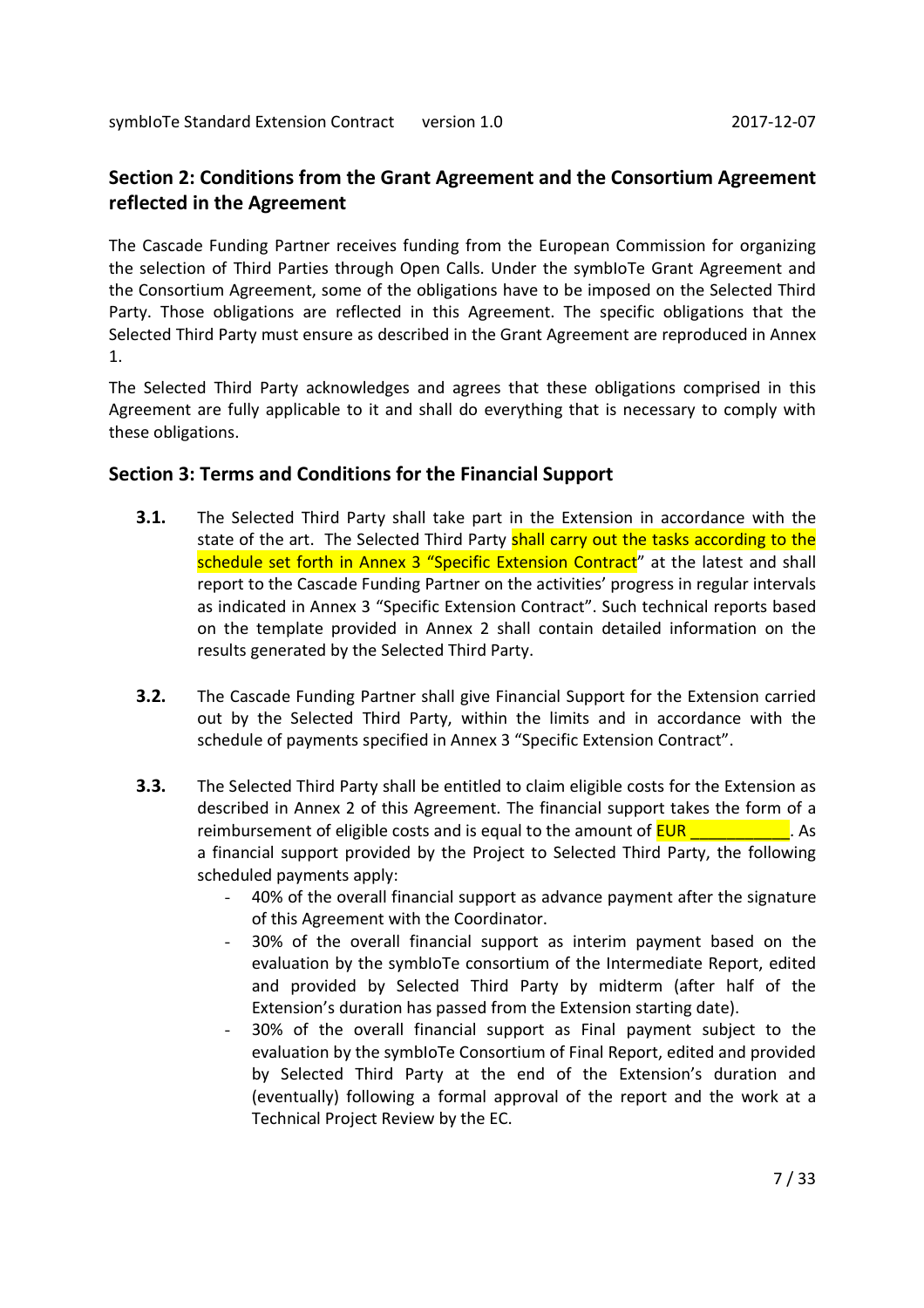## Section 2: Conditions from the Grant Agreement and the Consortium Agreement reflected in the Agreement

The Cascade Funding Partner receives funding from the European Commission for organizing the selection of Third Parties through Open Calls. Under the symbIoTe Grant Agreement and the Consortium Agreement, some of the obligations have to be imposed on the Selected Third Party. Those obligations are reflected in this Agreement. The specific obligations that the Selected Third Party must ensure as described in the Grant Agreement are reproduced in Annex 1.

The Selected Third Party acknowledges and agrees that these obligations comprised in this Agreement are fully applicable to it and shall do everything that is necessary to comply with these obligations.

## Section 3: Terms and Conditions for the Financial Support

**3.1.** The Selected Third Party shall take part in the Extension in accordance with the state of the art. The Selected Third Party shall carry out the tasks according to the schedule set forth in Annex 3 "Specific Extension Contract" at the latest and shall report to the Cascade Funding Partner on the activities' progress in regular intervals as indicated in Annex 3 "Specific Extension Contract". Such technical reports based on the template provided in Annex 2 shall contain detailed information on the results generated by the Selected Third Party.

**3.2.** The Cascade Funding Partner shall give Financial Support for the Extension carried out by the Selected Third Party, within the limits and in accordance with the schedule of payments specified in Annex 3 "Specific Extension Contract".

**3.3.** The Selected Third Party shall be entitled to claim eligible costs for the Extension as described in Annex 2 of this Agreement. The financial support takes the form of a reimbursement of eligible costs and is equal to the amount of EUR ___________. As a financial support provided by the Project to Selected Third Party, the following scheduled payments apply:

- 40% of the overall financial support as advance payment after the signature of this Agreement with the Coordinator.
- 30% of the overall financial support as interim payment based on the evaluation by the symbIoTe consortium of the Intermediate Report, edited and provided by Selected Third Party by midterm (after half of the Extension's duration has passed from the Extension starting date).
- 30% of the overall financial support as Final payment subject to the evaluation by the symbIoTe Consortium of Final Report, edited and provided by Selected Third Party at the end of the Extension's duration and (eventually) following a formal approval of the report and the work at a Technical Project Review by the EC.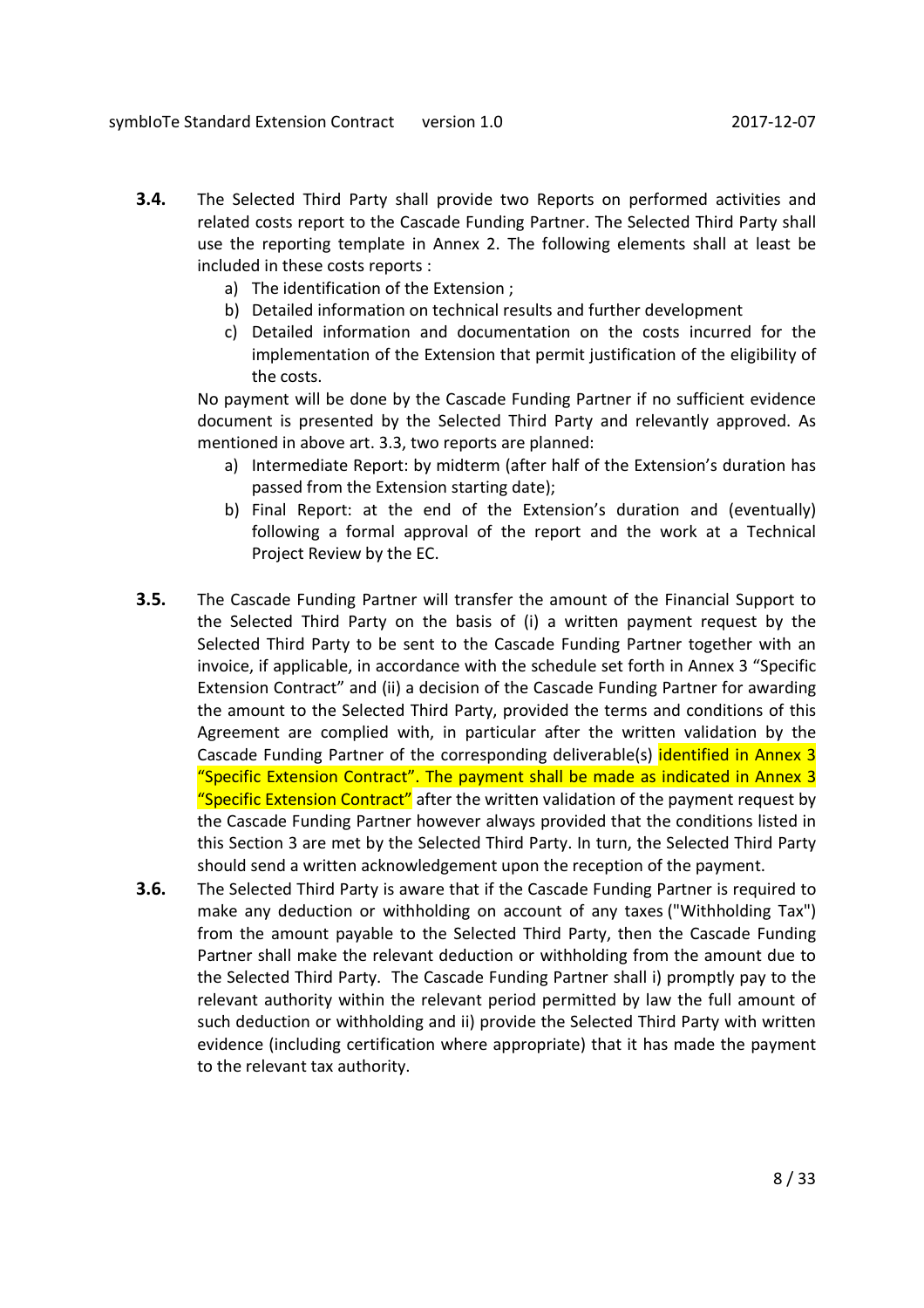**3.4.** The Selected Third Party shall provide two Reports on performed activities and related costs report to the Cascade Funding Partner. The Selected Third Party shall use the reporting template in Annex 2. The following elements shall at least be included in these costs reports :

a) The identification of the Extension ;
b) Detailed information on technical results and further development
c) Detailed information and documentation on the costs incurred for the implementation of the Extension that permit justification of the eligibility of the costs.

No payment will be done by the Cascade Funding Partner if no sufficient evidence document is presented by the Selected Third Party and relevantly approved. As mentioned in above art. 3.3, two reports are planned:

a) Intermediate Report: by midterm (after half of the Extension's duration has passed from the Extension starting date);
b) Final Report: at the end of the Extension's duration and (eventually) following a formal approval of the report and the work at a Technical Project Review by the EC.

**3.5.** The Cascade Funding Partner will transfer the amount of the Financial Support to the Selected Third Party on the basis of (i) a written payment request by the Selected Third Party to be sent to the Cascade Funding Partner together with an invoice, if applicable, in accordance with the schedule set forth in Annex 3 "Specific Extension Contract" and (ii) a decision of the Cascade Funding Partner for awarding the amount to the Selected Third Party, provided the terms and conditions of this Agreement are complied with, in particular after the written validation by the Cascade Funding Partner of the corresponding deliverable(s) identified in Annex 3 "Specific Extension Contract". The payment shall be made as indicated in Annex 3 "Specific Extension Contract" after the written validation of the payment request by the Cascade Funding Partner however always provided that the conditions listed in this Section 3 are met by the Selected Third Party. In turn, the Selected Third Party should send a written acknowledgement upon the reception of the payment.

**3.6.** The Selected Third Party is aware that if the Cascade Funding Partner is required to make any deduction or withholding on account of any taxes ("Withholding Tax") from the amount payable to the Selected Third Party, then the Cascade Funding Partner shall make the relevant deduction or withholding from the amount due to the Selected Third Party. The Cascade Funding Partner shall i) promptly pay to the relevant authority within the relevant period permitted by law the full amount of such deduction or withholding and ii) provide the Selected Third Party with written evidence (including certification where appropriate) that it has made the payment to the relevant tax authority.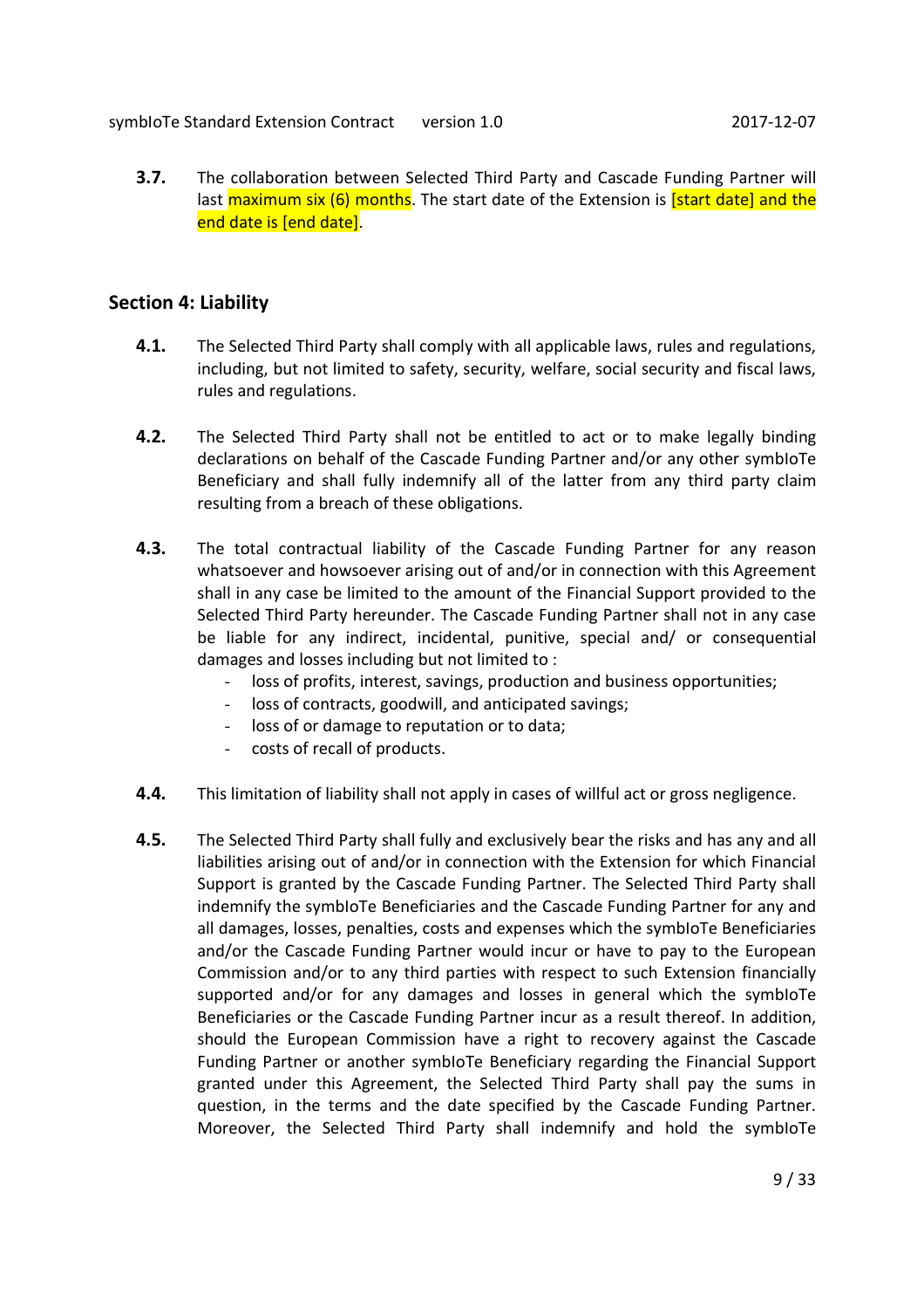**3.7.** The collaboration between Selected Third Party and Cascade Funding Partner will last maximum six (6) months. The start date of the Extension is [start date] and the end date is [end date].

## Section 4: Liability

**4.1.** The Selected Third Party shall comply with all applicable laws, rules and regulations, including, but not limited to safety, security, welfare, social security and fiscal laws, rules and regulations.

**4.2.** The Selected Third Party shall not be entitled to act or to make legally binding declarations on behalf of the Cascade Funding Partner and/or any other symbIoTe Beneficiary and shall fully indemnify all of the latter from any third party claim resulting from a breach of these obligations.

**4.3.** The total contractual liability of the Cascade Funding Partner for any reason whatsoever and howsoever arising out of and/or in connection with this Agreement shall in any case be limited to the amount of the Financial Support provided to the Selected Third Party hereunder. The Cascade Funding Partner shall not in any case be liable for any indirect, incidental, punitive, special and/ or consequential damages and losses including but not limited to :

- loss of profits, interest, savings, production and business opportunities;
- loss of contracts, goodwill, and anticipated savings;
- loss of or damage to reputation or to data;
- costs of recall of products.

**4.4.** This limitation of liability shall not apply in cases of willful act or gross negligence.

**4.5.** The Selected Third Party shall fully and exclusively bear the risks and has any and all liabilities arising out of and/or in connection with the Extension for which Financial Support is granted by the Cascade Funding Partner. The Selected Third Party shall indemnify the symbIoTe Beneficiaries and the Cascade Funding Partner for any and all damages, losses, penalties, costs and expenses which the symbIoTe Beneficiaries and/or the Cascade Funding Partner would incur or have to pay to the European Commission and/or to any third parties with respect to such Extension financially supported and/or for any damages and losses in general which the symbIoTe Beneficiaries or the Cascade Funding Partner incur as a result thereof. In addition, should the European Commission have a right to recovery against the Cascade Funding Partner or another symbIoTe Beneficiary regarding the Financial Support granted under this Agreement, the Selected Third Party shall pay the sums in question, in the terms and the date specified by the Cascade Funding Partner. Moreover, the Selected Third Party shall indemnify and hold the symbIoTe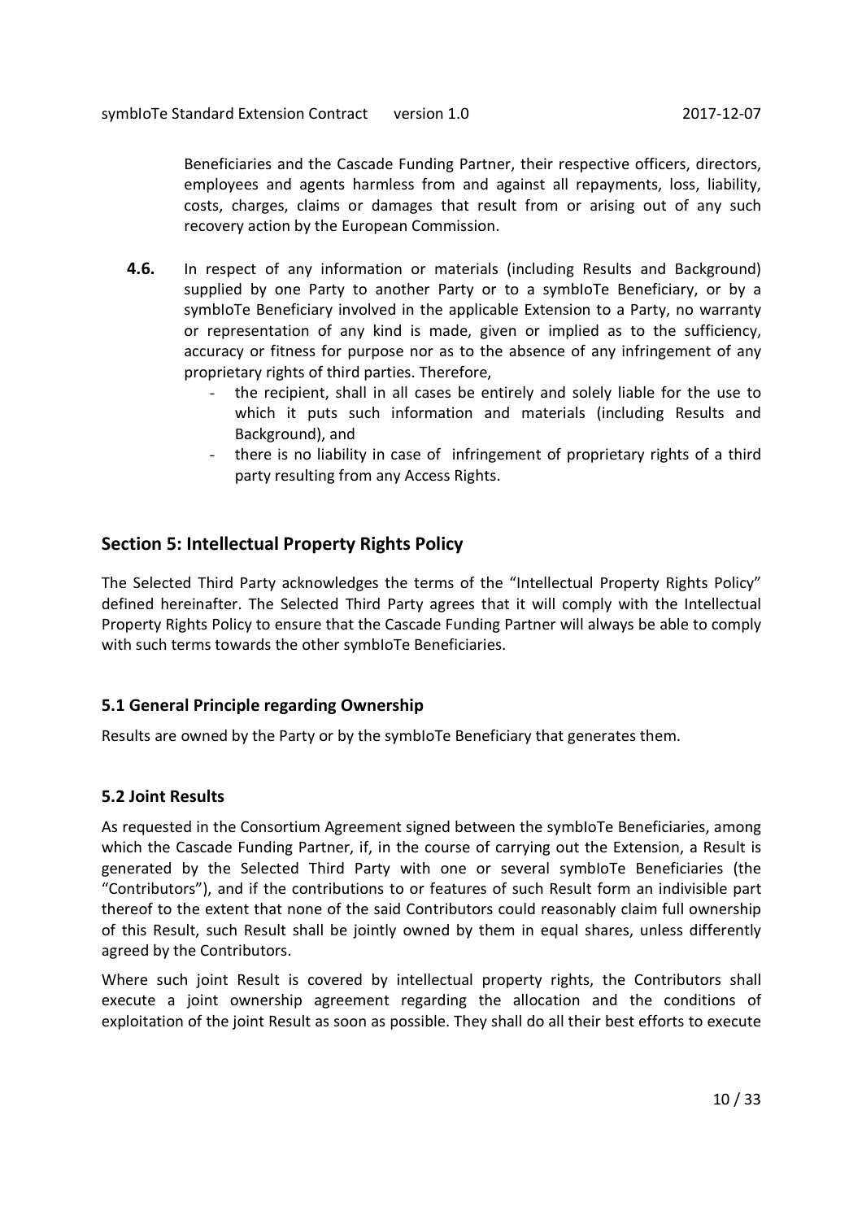Beneficiaries and the Cascade Funding Partner, their respective officers, directors, employees and agents harmless from and against all repayments, loss, liability, costs, charges, claims or damages that result from or arising out of any such recovery action by the European Commission.

**4.6.** In respect of any information or materials (including Results and Background) supplied by one Party to another Party or to a symbIoTe Beneficiary, or by a symbIoTe Beneficiary involved in the applicable Extension to a Party, no warranty or representation of any kind is made, given or implied as to the sufficiency, accuracy or fitness for purpose nor as to the absence of any infringement of any proprietary rights of third parties. Therefore,

- the recipient, shall in all cases be entirely and solely liable for the use to which it puts such information and materials (including Results and Background), and
- there is no liability in case of infringement of proprietary rights of a third party resulting from any Access Rights.

## Section 5: Intellectual Property Rights Policy

The Selected Third Party acknowledges the terms of the "Intellectual Property Rights Policy" defined hereinafter. The Selected Third Party agrees that it will comply with the Intellectual Property Rights Policy to ensure that the Cascade Funding Partner will always be able to comply with such terms towards the other symbIoTe Beneficiaries.

### 5.1 General Principle regarding Ownership

Results are owned by the Party or by the symbIoTe Beneficiary that generates them.

### 5.2 Joint Results

As requested in the Consortium Agreement signed between the symbIoTe Beneficiaries, among which the Cascade Funding Partner, if, in the course of carrying out the Extension, a Result is generated by the Selected Third Party with one or several symbIoTe Beneficiaries (the "Contributors"), and if the contributions to or features of such Result form an indivisible part thereof to the extent that none of the said Contributors could reasonably claim full ownership of this Result, such Result shall be jointly owned by them in equal shares, unless differently agreed by the Contributors.

Where such joint Result is covered by intellectual property rights, the Contributors shall execute a joint ownership agreement regarding the allocation and the conditions of exploitation of the joint Result as soon as possible. They shall do all their best efforts to execute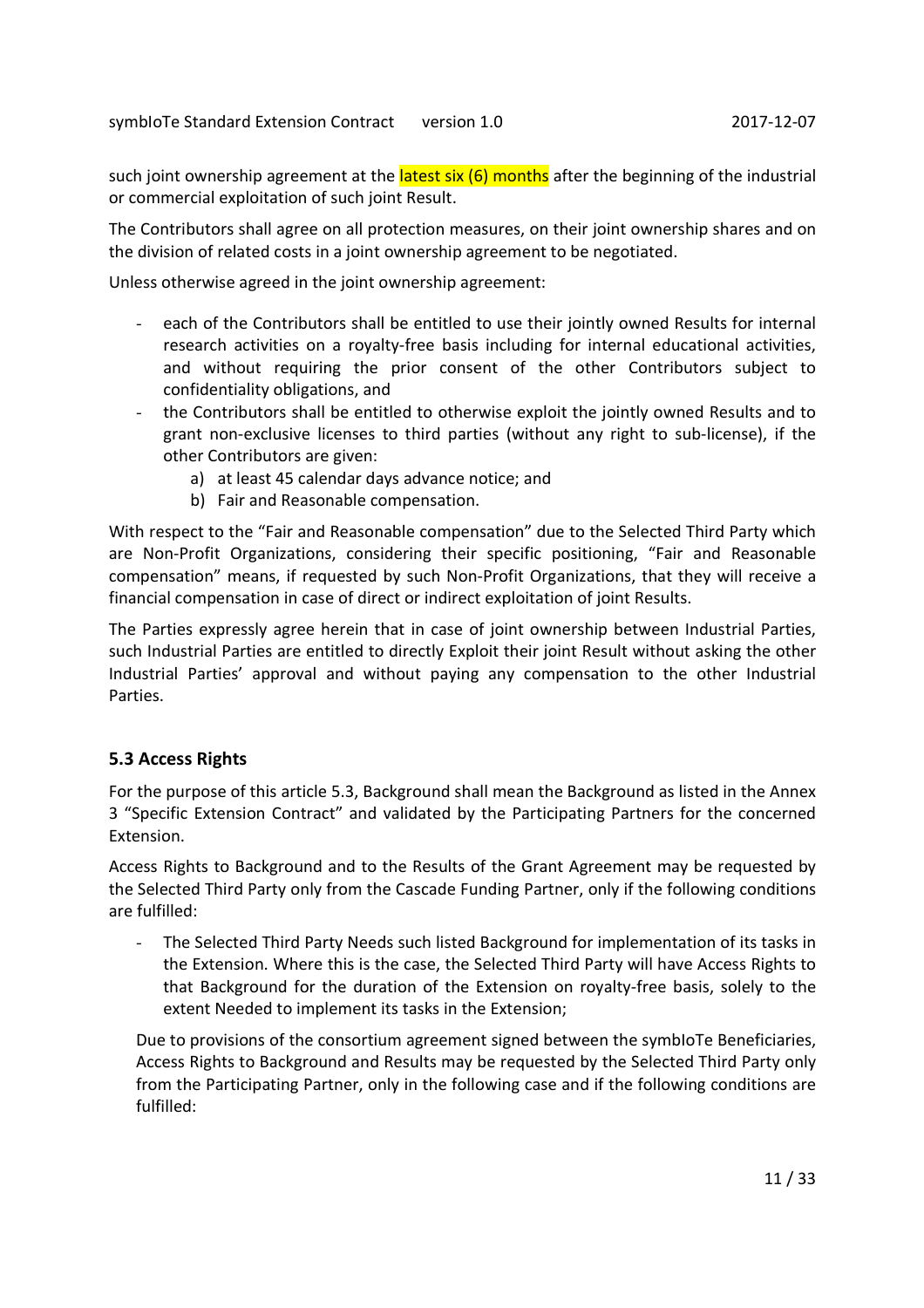such joint ownership agreement at the latest six (6) months after the beginning of the industrial or commercial exploitation of such joint Result.

The Contributors shall agree on all protection measures, on their joint ownership shares and on the division of related costs in a joint ownership agreement to be negotiated.

Unless otherwise agreed in the joint ownership agreement:

- each of the Contributors shall be entitled to use their jointly owned Results for internal research activities on a royalty-free basis including for internal educational activities, and without requiring the prior consent of the other Contributors subject to confidentiality obligations, and
- the Contributors shall be entitled to otherwise exploit the jointly owned Results and to grant non-exclusive licenses to third parties (without any right to sub-license), if the other Contributors are given:
  a) at least 45 calendar days advance notice; and
  b) Fair and Reasonable compensation.

With respect to the "Fair and Reasonable compensation" due to the Selected Third Party which are Non-Profit Organizations, considering their specific positioning, "Fair and Reasonable compensation" means, if requested by such Non-Profit Organizations, that they will receive a financial compensation in case of direct or indirect exploitation of joint Results.

The Parties expressly agree herein that in case of joint ownership between Industrial Parties, such Industrial Parties are entitled to directly Exploit their joint Result without asking the other Industrial Parties' approval and without paying any compensation to the other Industrial Parties.

### 5.3 Access Rights

For the purpose of this article 5.3, Background shall mean the Background as listed in the Annex 3 "Specific Extension Contract" and validated by the Participating Partners for the concerned Extension.

Access Rights to Background and to the Results of the Grant Agreement may be requested by the Selected Third Party only from the Cascade Funding Partner, only if the following conditions are fulfilled:

- The Selected Third Party Needs such listed Background for implementation of its tasks in the Extension. Where this is the case, the Selected Third Party will have Access Rights to that Background for the duration of the Extension on royalty-free basis, solely to the extent Needed to implement its tasks in the Extension;

  Due to provisions of the consortium agreement signed between the symbIoTe Beneficiaries, Access Rights to Background and Results may be requested by the Selected Third Party only from the Participating Partner, only in the following case and if the following conditions are fulfilled: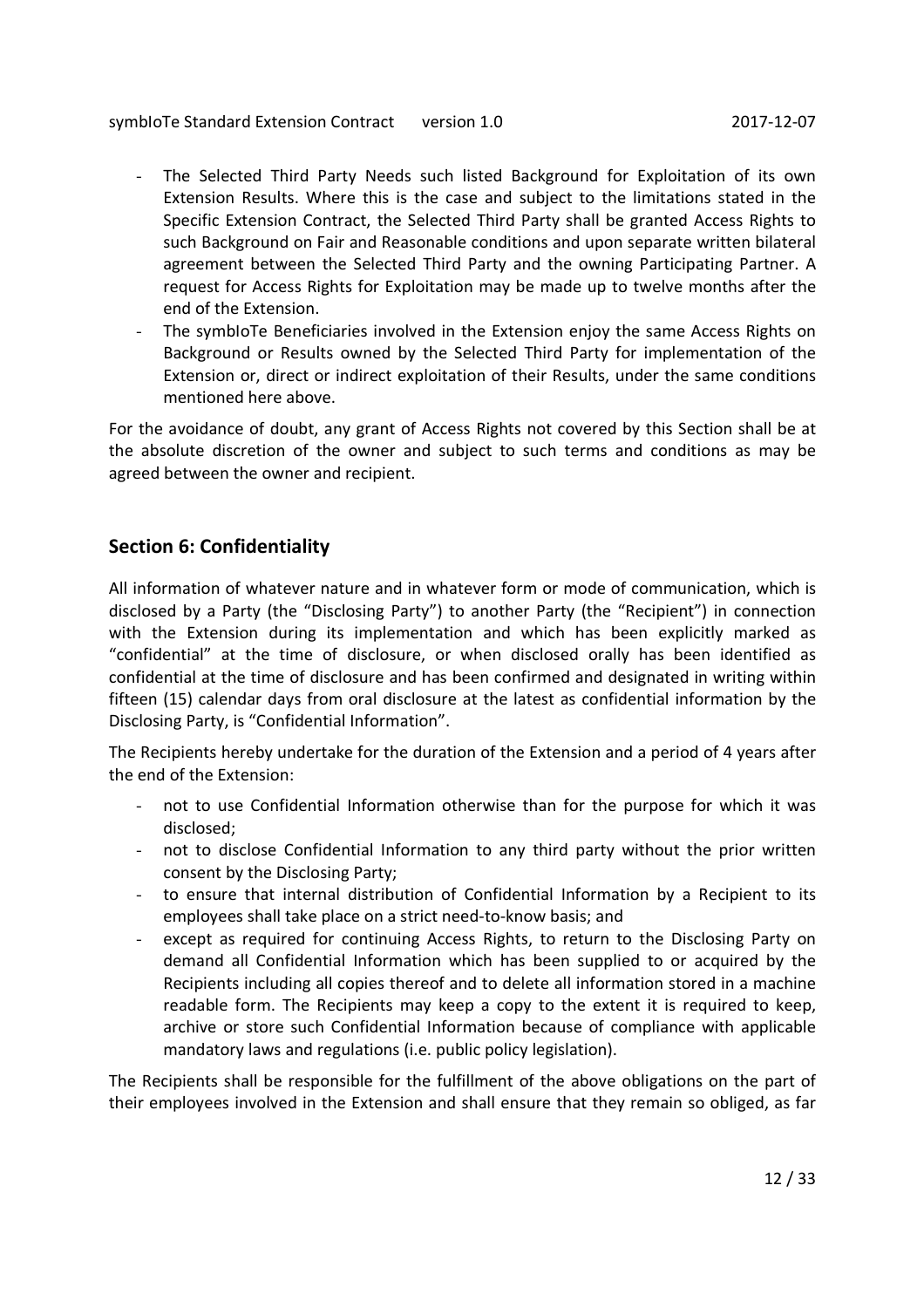- The Selected Third Party Needs such listed Background for Exploitation of its own Extension Results. Where this is the case and subject to the limitations stated in the Specific Extension Contract, the Selected Third Party shall be granted Access Rights to such Background on Fair and Reasonable conditions and upon separate written bilateral agreement between the Selected Third Party and the owning Participating Partner. A request for Access Rights for Exploitation may be made up to twelve months after the end of the Extension.
- The symbIoTe Beneficiaries involved in the Extension enjoy the same Access Rights on Background or Results owned by the Selected Third Party for implementation of the Extension or, direct or indirect exploitation of their Results, under the same conditions mentioned here above.

For the avoidance of doubt, any grant of Access Rights not covered by this Section shall be at the absolute discretion of the owner and subject to such terms and conditions as may be agreed between the owner and recipient.

## Section 6: Confidentiality

All information of whatever nature and in whatever form or mode of communication, which is disclosed by a Party (the "Disclosing Party") to another Party (the "Recipient") in connection with the Extension during its implementation and which has been explicitly marked as "confidential" at the time of disclosure, or when disclosed orally has been identified as confidential at the time of disclosure and has been confirmed and designated in writing within fifteen (15) calendar days from oral disclosure at the latest as confidential information by the Disclosing Party, is "Confidential Information".

The Recipients hereby undertake for the duration of the Extension and a period of 4 years after the end of the Extension:

- not to use Confidential Information otherwise than for the purpose for which it was disclosed;
- not to disclose Confidential Information to any third party without the prior written consent by the Disclosing Party;
- to ensure that internal distribution of Confidential Information by a Recipient to its employees shall take place on a strict need-to-know basis; and
- except as required for continuing Access Rights, to return to the Disclosing Party on demand all Confidential Information which has been supplied to or acquired by the Recipients including all copies thereof and to delete all information stored in a machine readable form. The Recipients may keep a copy to the extent it is required to keep, archive or store such Confidential Information because of compliance with applicable mandatory laws and regulations (i.e. public policy legislation).

The Recipients shall be responsible for the fulfillment of the above obligations on the part of their employees involved in the Extension and shall ensure that they remain so obliged, as far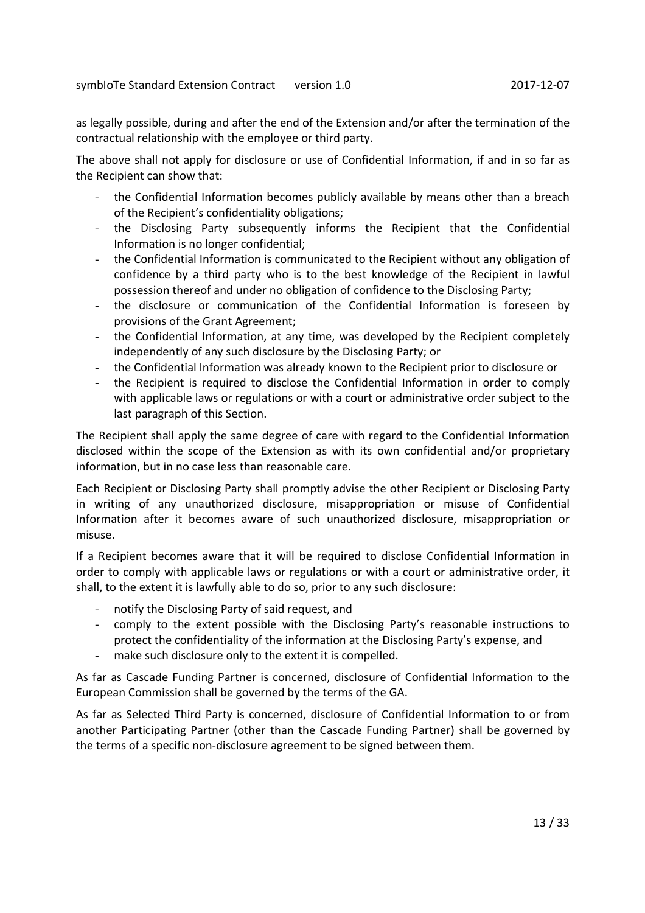as legally possible, during and after the end of the Extension and/or after the termination of the contractual relationship with the employee or third party.

The above shall not apply for disclosure or use of Confidential Information, if and in so far as the Recipient can show that:

- the Confidential Information becomes publicly available by means other than a breach of the Recipient's confidentiality obligations;
- the Disclosing Party subsequently informs the Recipient that the Confidential Information is no longer confidential;
- the Confidential Information is communicated to the Recipient without any obligation of confidence by a third party who is to the best knowledge of the Recipient in lawful possession thereof and under no obligation of confidence to the Disclosing Party;
- the disclosure or communication of the Confidential Information is foreseen by provisions of the Grant Agreement;
- the Confidential Information, at any time, was developed by the Recipient completely independently of any such disclosure by the Disclosing Party; or
- the Confidential Information was already known to the Recipient prior to disclosure or
- the Recipient is required to disclose the Confidential Information in order to comply with applicable laws or regulations or with a court or administrative order subject to the last paragraph of this Section.

The Recipient shall apply the same degree of care with regard to the Confidential Information disclosed within the scope of the Extension as with its own confidential and/or proprietary information, but in no case less than reasonable care.

Each Recipient or Disclosing Party shall promptly advise the other Recipient or Disclosing Party in writing of any unauthorized disclosure, misappropriation or misuse of Confidential Information after it becomes aware of such unauthorized disclosure, misappropriation or misuse.

If a Recipient becomes aware that it will be required to disclose Confidential Information in order to comply with applicable laws or regulations or with a court or administrative order, it shall, to the extent it is lawfully able to do so, prior to any such disclosure:

- notify the Disclosing Party of said request, and
- comply to the extent possible with the Disclosing Party's reasonable instructions to protect the confidentiality of the information at the Disclosing Party's expense, and
- make such disclosure only to the extent it is compelled.

As far as Cascade Funding Partner is concerned, disclosure of Confidential Information to the European Commission shall be governed by the terms of the GA.

As far as Selected Third Party is concerned, disclosure of Confidential Information to or from another Participating Partner (other than the Cascade Funding Partner) shall be governed by the terms of a specific non-disclosure agreement to be signed between them.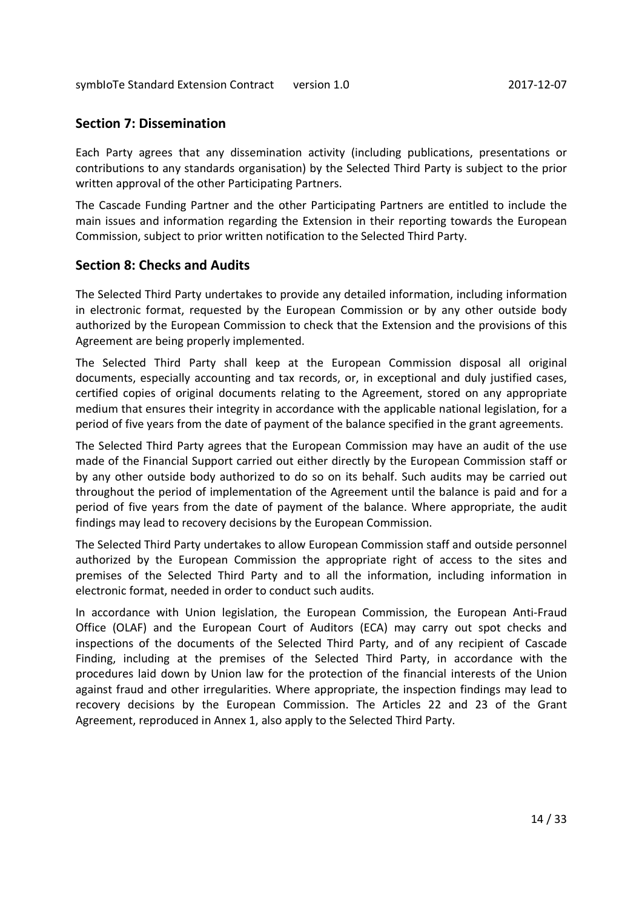## Section 7: Dissemination

Each Party agrees that any dissemination activity (including publications, presentations or contributions to any standards organisation) by the Selected Third Party is subject to the prior written approval of the other Participating Partners.

The Cascade Funding Partner and the other Participating Partners are entitled to include the main issues and information regarding the Extension in their reporting towards the European Commission, subject to prior written notification to the Selected Third Party.

## Section 8: Checks and Audits

The Selected Third Party undertakes to provide any detailed information, including information in electronic format, requested by the European Commission or by any other outside body authorized by the European Commission to check that the Extension and the provisions of this Agreement are being properly implemented.

The Selected Third Party shall keep at the European Commission disposal all original documents, especially accounting and tax records, or, in exceptional and duly justified cases, certified copies of original documents relating to the Agreement, stored on any appropriate medium that ensures their integrity in accordance with the applicable national legislation, for a period of five years from the date of payment of the balance specified in the grant agreements.

The Selected Third Party agrees that the European Commission may have an audit of the use made of the Financial Support carried out either directly by the European Commission staff or by any other outside body authorized to do so on its behalf. Such audits may be carried out throughout the period of implementation of the Agreement until the balance is paid and for a period of five years from the date of payment of the balance. Where appropriate, the audit findings may lead to recovery decisions by the European Commission.

The Selected Third Party undertakes to allow European Commission staff and outside personnel authorized by the European Commission the appropriate right of access to the sites and premises of the Selected Third Party and to all the information, including information in electronic format, needed in order to conduct such audits.

In accordance with Union legislation, the European Commission, the European Anti-Fraud Office (OLAF) and the European Court of Auditors (ECA) may carry out spot checks and inspections of the documents of the Selected Third Party, and of any recipient of Cascade Finding, including at the premises of the Selected Third Party, in accordance with the procedures laid down by Union law for the protection of the financial interests of the Union against fraud and other irregularities. Where appropriate, the inspection findings may lead to recovery decisions by the European Commission. The Articles 22 and 23 of the Grant Agreement, reproduced in Annex 1, also apply to the Selected Third Party.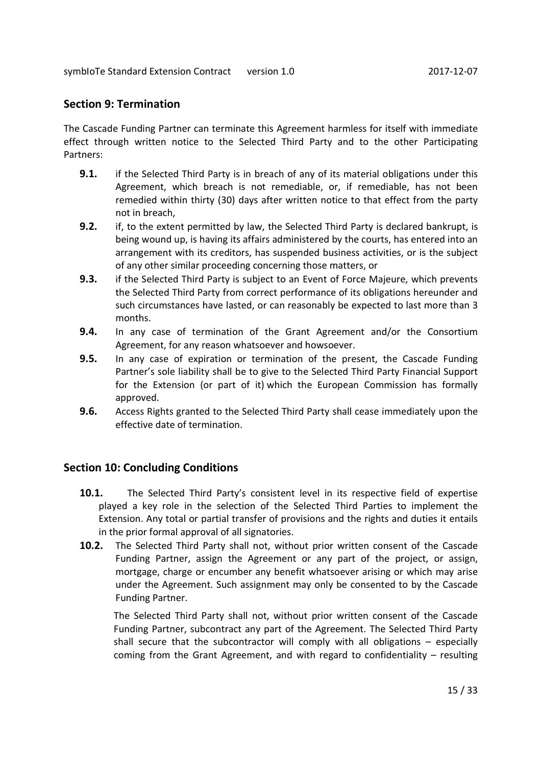## Section 9: Termination

The Cascade Funding Partner can terminate this Agreement harmless for itself with immediate effect through written notice to the Selected Third Party and to the other Participating Partners:

**9.1.** if the Selected Third Party is in breach of any of its material obligations under this Agreement, which breach is not remediable, or, if remediable, has not been remedied within thirty (30) days after written notice to that effect from the party not in breach,

**9.2.** if, to the extent permitted by law, the Selected Third Party is declared bankrupt, is being wound up, is having its affairs administered by the courts, has entered into an arrangement with its creditors, has suspended business activities, or is the subject of any other similar proceeding concerning those matters, or

**9.3.** if the Selected Third Party is subject to an Event of Force Majeure, which prevents the Selected Third Party from correct performance of its obligations hereunder and such circumstances have lasted, or can reasonably be expected to last more than 3 months.

**9.4.** In any case of termination of the Grant Agreement and/or the Consortium Agreement, for any reason whatsoever and howsoever.

**9.5.** In any case of expiration or termination of the present, the Cascade Funding Partner's sole liability shall be to give to the Selected Third Party Financial Support for the Extension (or part of it) which the European Commission has formally approved.

**9.6.** Access Rights granted to the Selected Third Party shall cease immediately upon the effective date of termination.

## Section 10: Concluding Conditions

**10.1.** The Selected Third Party's consistent level in its respective field of expertise played a key role in the selection of the Selected Third Parties to implement the Extension. Any total or partial transfer of provisions and the rights and duties it entails in the prior formal approval of all signatories.

**10.2.** The Selected Third Party shall not, without prior written consent of the Cascade Funding Partner, assign the Agreement or any part of the project, or assign, mortgage, charge or encumber any benefit whatsoever arising or which may arise under the Agreement. Such assignment may only be consented to by the Cascade Funding Partner.

The Selected Third Party shall not, without prior written consent of the Cascade Funding Partner, subcontract any part of the Agreement. The Selected Third Party shall secure that the subcontractor will comply with all obligations – especially coming from the Grant Agreement, and with regard to confidentiality – resulting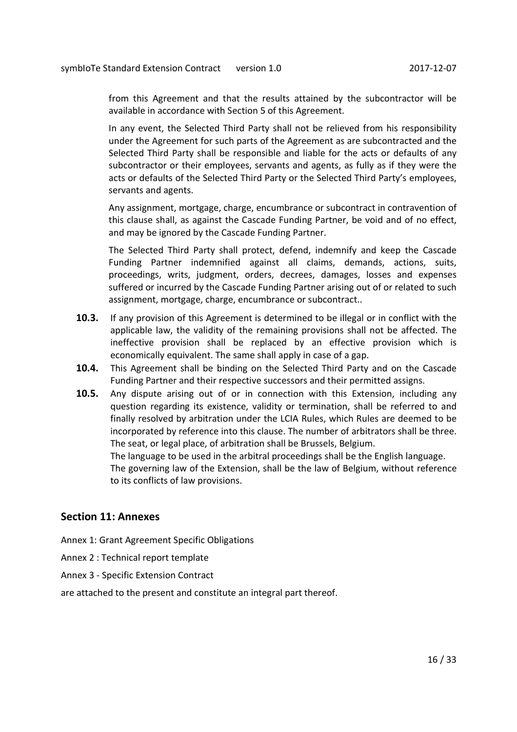from this Agreement and that the results attained by the subcontractor will be available in accordance with Section 5 of this Agreement.

In any event, the Selected Third Party shall not be relieved from his responsibility under the Agreement for such parts of the Agreement as are subcontracted and the Selected Third Party shall be responsible and liable for the acts or defaults of any subcontractor or their employees, servants and agents, as fully as if they were the acts or defaults of the Selected Third Party or the Selected Third Party's employees, servants and agents.

Any assignment, mortgage, charge, encumbrance or subcontract in contravention of this clause shall, as against the Cascade Funding Partner, be void and of no effect, and may be ignored by the Cascade Funding Partner.

The Selected Third Party shall protect, defend, indemnify and keep the Cascade Funding Partner indemnified against all claims, demands, actions, suits, proceedings, writs, judgment, orders, decrees, damages, losses and expenses suffered or incurred by the Cascade Funding Partner arising out of or related to such assignment, mortgage, charge, encumbrance or subcontract..

**10.3.** If any provision of this Agreement is determined to be illegal or in conflict with the applicable law, the validity of the remaining provisions shall not be affected. The ineffective provision shall be replaced by an effective provision which is economically equivalent. The same shall apply in case of a gap.

**10.4.** This Agreement shall be binding on the Selected Third Party and on the Cascade Funding Partner and their respective successors and their permitted assigns.

**10.5.** Any dispute arising out of or in connection with this Extension, including any question regarding its existence, validity or termination, shall be referred to and finally resolved by arbitration under the LCIA Rules, which Rules are deemed to be incorporated by reference into this clause. The number of arbitrators shall be three. The seat, or legal place, of arbitration shall be Brussels, Belgium.
The language to be used in the arbitral proceedings shall be the English language.
The governing law of the Extension, shall be the law of Belgium, without reference to its conflicts of law provisions.

## Section 11: Annexes

Annex 1: Grant Agreement Specific Obligations

Annex 2 : Technical report template

Annex 3 - Specific Extension Contract

are attached to the present and constitute an integral part thereof.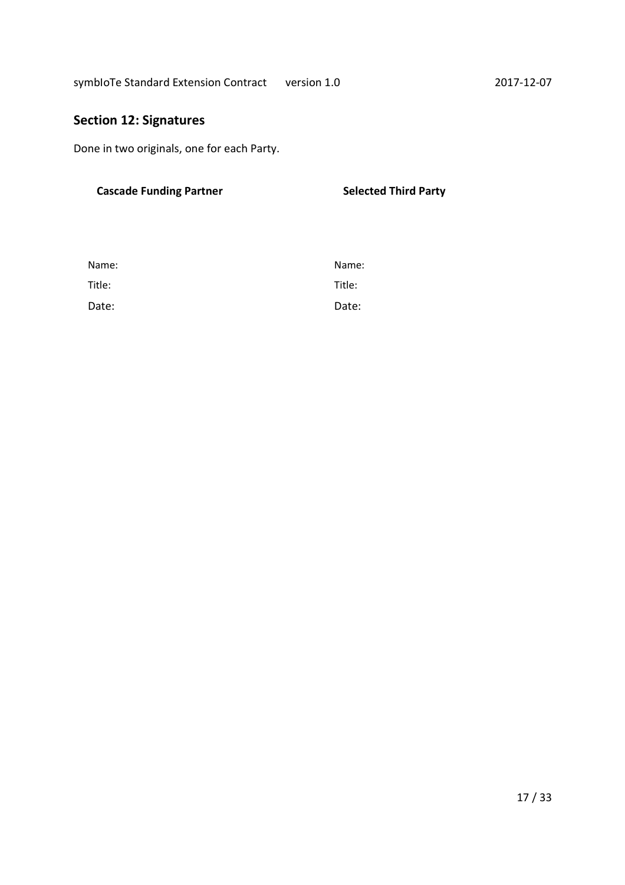## Section 12: Signatures

Done in two originals, one for each Party.

| **Cascade Funding Partner** | **Selected Third Party** |
| --- | --- |
| Name: | Name: |
| Title: | Title: |
| Date: | Date: |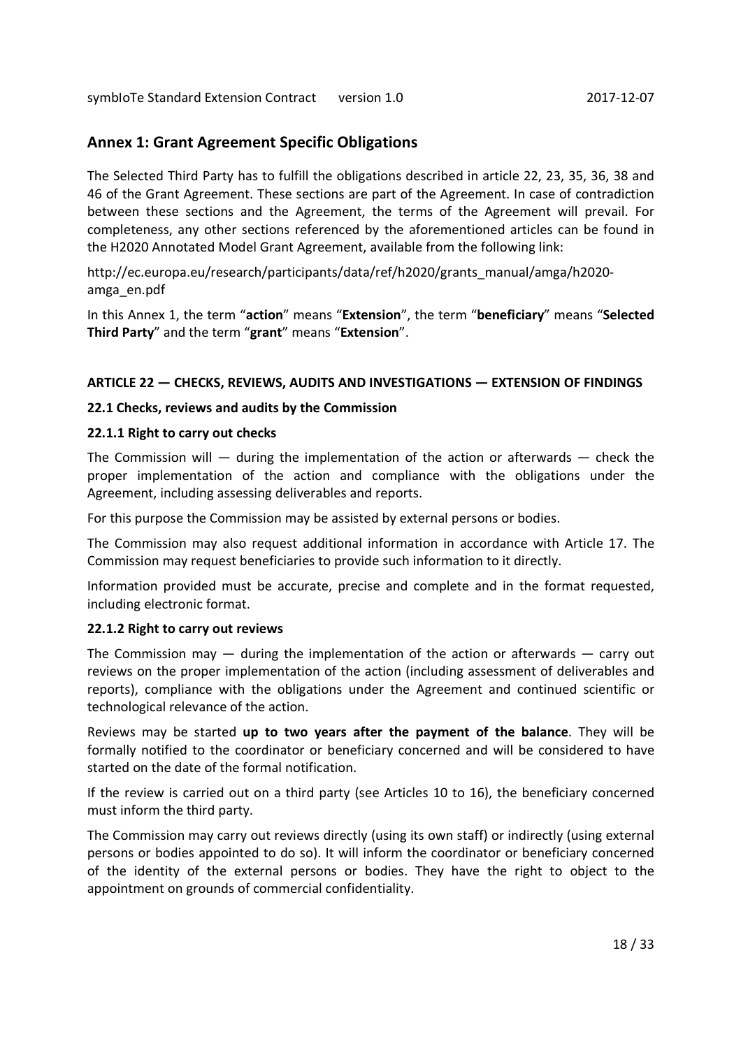## Annex 1: Grant Agreement Specific Obligations

The Selected Third Party has to fulfill the obligations described in article 22, 23, 35, 36, 38 and 46 of the Grant Agreement. These sections are part of the Agreement. In case of contradiction between these sections and the Agreement, the terms of the Agreement will prevail. For completeness, any other sections referenced by the aforementioned articles can be found in the H2020 Annotated Model Grant Agreement, available from the following link:

http://ec.europa.eu/research/participants/data/ref/h2020/grants_manual/amga/h2020-amga_en.pdf

In this Annex 1, the term "**action**" means "**Extension**", the term "**beneficiary**" means "**Selected Third Party**" and the term "**grant**" means "**Extension**".

### ARTICLE 22 — CHECKS, REVIEWS, AUDITS AND INVESTIGATIONS — EXTENSION OF FINDINGS

#### 22.1 Checks, reviews and audits by the Commission

##### 22.1.1 Right to carry out checks

The Commission will — during the implementation of the action or afterwards — check the proper implementation of the action and compliance with the obligations under the Agreement, including assessing deliverables and reports.

For this purpose the Commission may be assisted by external persons or bodies.

The Commission may also request additional information in accordance with Article 17. The Commission may request beneficiaries to provide such information to it directly.

Information provided must be accurate, precise and complete and in the format requested, including electronic format.

##### 22.1.2 Right to carry out reviews

The Commission may — during the implementation of the action or afterwards — carry out reviews on the proper implementation of the action (including assessment of deliverables and reports), compliance with the obligations under the Agreement and continued scientific or technological relevance of the action.

Reviews may be started **up to two years after the payment of the balance**. They will be formally notified to the coordinator or beneficiary concerned and will be considered to have started on the date of the formal notification.

If the review is carried out on a third party (see Articles 10 to 16), the beneficiary concerned must inform the third party.

The Commission may carry out reviews directly (using its own staff) or indirectly (using external persons or bodies appointed to do so). It will inform the coordinator or beneficiary concerned of the identity of the external persons or bodies. They have the right to object to the appointment on grounds of commercial confidentiality.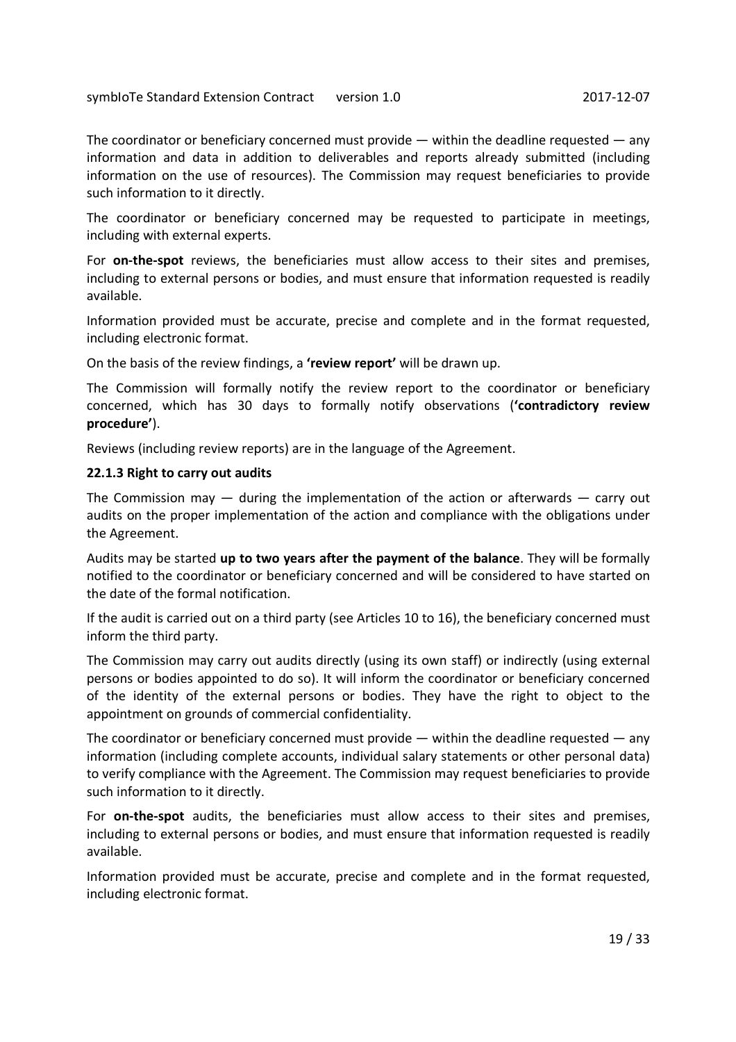The coordinator or beneficiary concerned must provide — within the deadline requested — any information and data in addition to deliverables and reports already submitted (including information on the use of resources). The Commission may request beneficiaries to provide such information to it directly.

The coordinator or beneficiary concerned may be requested to participate in meetings, including with external experts.

For **on-the-spot** reviews, the beneficiaries must allow access to their sites and premises, including to external persons or bodies, and must ensure that information requested is readily available.

Information provided must be accurate, precise and complete and in the format requested, including electronic format.

On the basis of the review findings, a **'review report'** will be drawn up.

The Commission will formally notify the review report to the coordinator or beneficiary concerned, which has 30 days to formally notify observations (**'contradictory review procedure'**).

Reviews (including review reports) are in the language of the Agreement.

#### 22.1.3 Right to carry out audits

The Commission may — during the implementation of the action or afterwards — carry out audits on the proper implementation of the action and compliance with the obligations under the Agreement.

Audits may be started **up to two years after the payment of the balance**. They will be formally notified to the coordinator or beneficiary concerned and will be considered to have started on the date of the formal notification.

If the audit is carried out on a third party (see Articles 10 to 16), the beneficiary concerned must inform the third party.

The Commission may carry out audits directly (using its own staff) or indirectly (using external persons or bodies appointed to do so). It will inform the coordinator or beneficiary concerned of the identity of the external persons or bodies. They have the right to object to the appointment on grounds of commercial confidentiality.

The coordinator or beneficiary concerned must provide — within the deadline requested — any information (including complete accounts, individual salary statements or other personal data) to verify compliance with the Agreement. The Commission may request beneficiaries to provide such information to it directly.

For **on-the-spot** audits, the beneficiaries must allow access to their sites and premises, including to external persons or bodies, and must ensure that information requested is readily available.

Information provided must be accurate, precise and complete and in the format requested, including electronic format.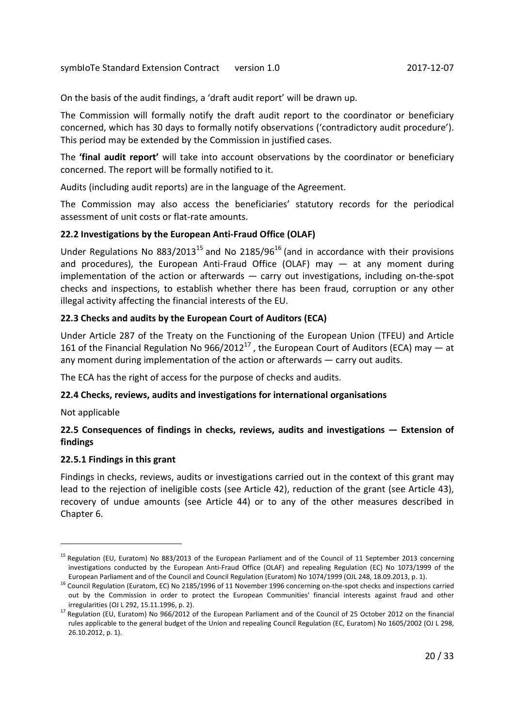On the basis of the audit findings, a 'draft audit report' will be drawn up.

The Commission will formally notify the draft audit report to the coordinator or beneficiary concerned, which has 30 days to formally notify observations ('contradictory audit procedure'). This period may be extended by the Commission in justified cases.

The **'final audit report'** will take into account observations by the coordinator or beneficiary concerned. The report will be formally notified to it.

Audits (including audit reports) are in the language of the Agreement.

The Commission may also access the beneficiaries' statutory records for the periodical assessment of unit costs or flat-rate amounts.

### 22.2 Investigations by the European Anti-Fraud Office (OLAF)

Under Regulations No 883/2013[15] and No 2185/96[16] (and in accordance with their provisions and procedures), the European Anti-Fraud Office (OLAF) may — at any moment during implementation of the action or afterwards — carry out investigations, including on-the-spot checks and inspections, to establish whether there has been fraud, corruption or any other illegal activity affecting the financial interests of the EU.

### 22.3 Checks and audits by the European Court of Auditors (ECA)

Under Article 287 of the Treaty on the Functioning of the European Union (TFEU) and Article 161 of the Financial Regulation No 966/2012[17] , the European Court of Auditors (ECA) may — at any moment during implementation of the action or afterwards — carry out audits.

The ECA has the right of access for the purpose of checks and audits.

### 22.4 Checks, reviews, audits and investigations for international organisations

Not applicable

### 22.5 Consequences of findings in checks, reviews, audits and investigations — Extension of findings

#### 22.5.1 Findings in this grant

Findings in checks, reviews, audits or investigations carried out in the context of this grant may lead to the rejection of ineligible costs (see Article 42), reduction of the grant (see Article 43), recovery of undue amounts (see Article 44) or to any of the other measures described in Chapter 6.

---

[15] Regulation (EU, Euratom) No 883/2013 of the European Parliament and of the Council of 11 September 2013 concerning investigations conducted by the European Anti-Fraud Office (OLAF) and repealing Regulation (EC) No 1073/1999 of the European Parliament and of the Council and Council Regulation (Euratom) No 1074/1999 (OJL 248, 18.09.2013, p. 1).

[16] Council Regulation (Euratom, EC) No 2185/1996 of 11 November 1996 concerning on-the-spot checks and inspections carried out by the Commission in order to protect the European Communities' financial interests against fraud and other irregularities (OJ L 292, 15.11.1996, p. 2).

[17] Regulation (EU, Euratom) No 966/2012 of the European Parliament and of the Council of 25 October 2012 on the financial rules applicable to the general budget of the Union and repealing Council Regulation (EC, Euratom) No 1605/2002 (OJ L 298, 26.10.2012, p. 1).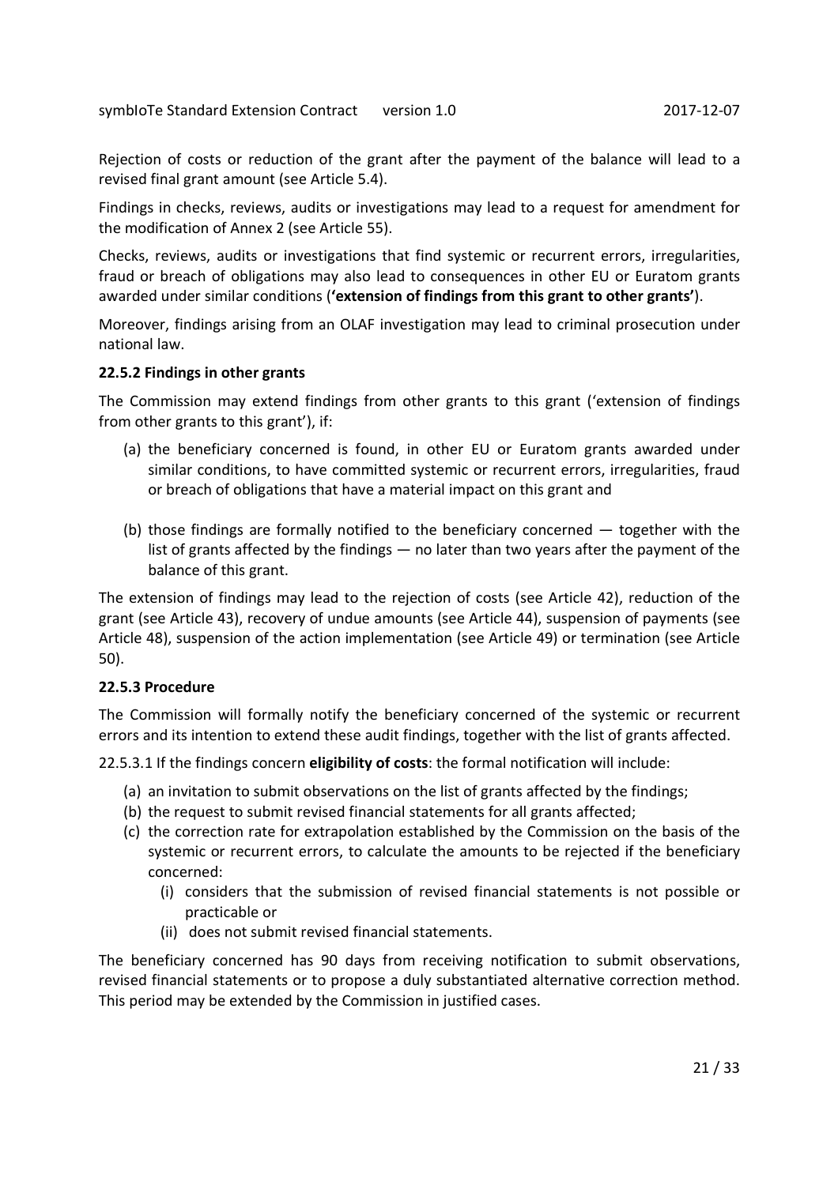Rejection of costs or reduction of the grant after the payment of the balance will lead to a revised final grant amount (see Article 5.4).

Findings in checks, reviews, audits or investigations may lead to a request for amendment for the modification of Annex 2 (see Article 55).

Checks, reviews, audits or investigations that find systemic or recurrent errors, irregularities, fraud or breach of obligations may also lead to consequences in other EU or Euratom grants awarded under similar conditions (**'extension of findings from this grant to other grants'**).

Moreover, findings arising from an OLAF investigation may lead to criminal prosecution under national law.

#### 22.5.2 Findings in other grants

The Commission may extend findings from other grants to this grant ('extension of findings from other grants to this grant'), if:

(a) the beneficiary concerned is found, in other EU or Euratom grants awarded under similar conditions, to have committed systemic or recurrent errors, irregularities, fraud or breach of obligations that have a material impact on this grant and

(b) those findings are formally notified to the beneficiary concerned — together with the list of grants affected by the findings — no later than two years after the payment of the balance of this grant.

The extension of findings may lead to the rejection of costs (see Article 42), reduction of the grant (see Article 43), recovery of undue amounts (see Article 44), suspension of payments (see Article 48), suspension of the action implementation (see Article 49) or termination (see Article 50).

#### 22.5.3 Procedure

The Commission will formally notify the beneficiary concerned of the systemic or recurrent errors and its intention to extend these audit findings, together with the list of grants affected.

22.5.3.1 If the findings concern **eligibility of costs**: the formal notification will include:

(a) an invitation to submit observations on the list of grants affected by the findings;
(b) the request to submit revised financial statements for all grants affected;
(c) the correction rate for extrapolation established by the Commission on the basis of the systemic or recurrent errors, to calculate the amounts to be rejected if the beneficiary concerned:
   (i) considers that the submission of revised financial statements is not possible or practicable or
   (ii) does not submit revised financial statements.

The beneficiary concerned has 90 days from receiving notification to submit observations, revised financial statements or to propose a duly substantiated alternative correction method. This period may be extended by the Commission in justified cases.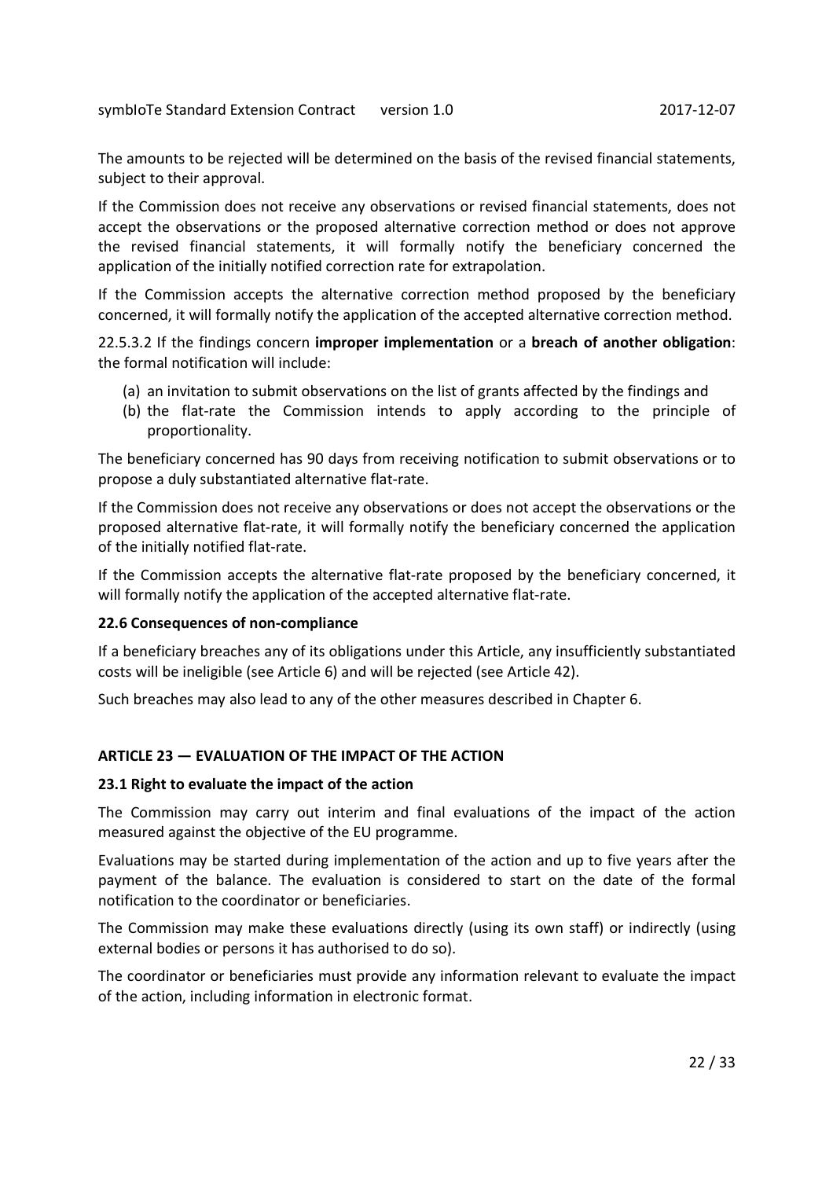The amounts to be rejected will be determined on the basis of the revised financial statements, subject to their approval.

If the Commission does not receive any observations or revised financial statements, does not accept the observations or the proposed alternative correction method or does not approve the revised financial statements, it will formally notify the beneficiary concerned the application of the initially notified correction rate for extrapolation.

If the Commission accepts the alternative correction method proposed by the beneficiary concerned, it will formally notify the application of the accepted alternative correction method.

22.5.3.2 If the findings concern **improper implementation** or a **breach of another obligation**: the formal notification will include:

(a) an invitation to submit observations on the list of grants affected by the findings and
(b) the flat-rate the Commission intends to apply according to the principle of proportionality.

The beneficiary concerned has 90 days from receiving notification to submit observations or to propose a duly substantiated alternative flat-rate.

If the Commission does not receive any observations or does not accept the observations or the proposed alternative flat-rate, it will formally notify the beneficiary concerned the application of the initially notified flat-rate.

If the Commission accepts the alternative flat-rate proposed by the beneficiary concerned, it will formally notify the application of the accepted alternative flat-rate.

### 22.6 Consequences of non-compliance

If a beneficiary breaches any of its obligations under this Article, any insufficiently substantiated costs will be ineligible (see Article 6) and will be rejected (see Article 42).

Such breaches may also lead to any of the other measures described in Chapter 6.

## ARTICLE 23 — EVALUATION OF THE IMPACT OF THE ACTION

### 23.1 Right to evaluate the impact of the action

The Commission may carry out interim and final evaluations of the impact of the action measured against the objective of the EU programme.

Evaluations may be started during implementation of the action and up to five years after the payment of the balance. The evaluation is considered to start on the date of the formal notification to the coordinator or beneficiaries.

The Commission may make these evaluations directly (using its own staff) or indirectly (using external bodies or persons it has authorised to do so).

The coordinator or beneficiaries must provide any information relevant to evaluate the impact of the action, including information in electronic format.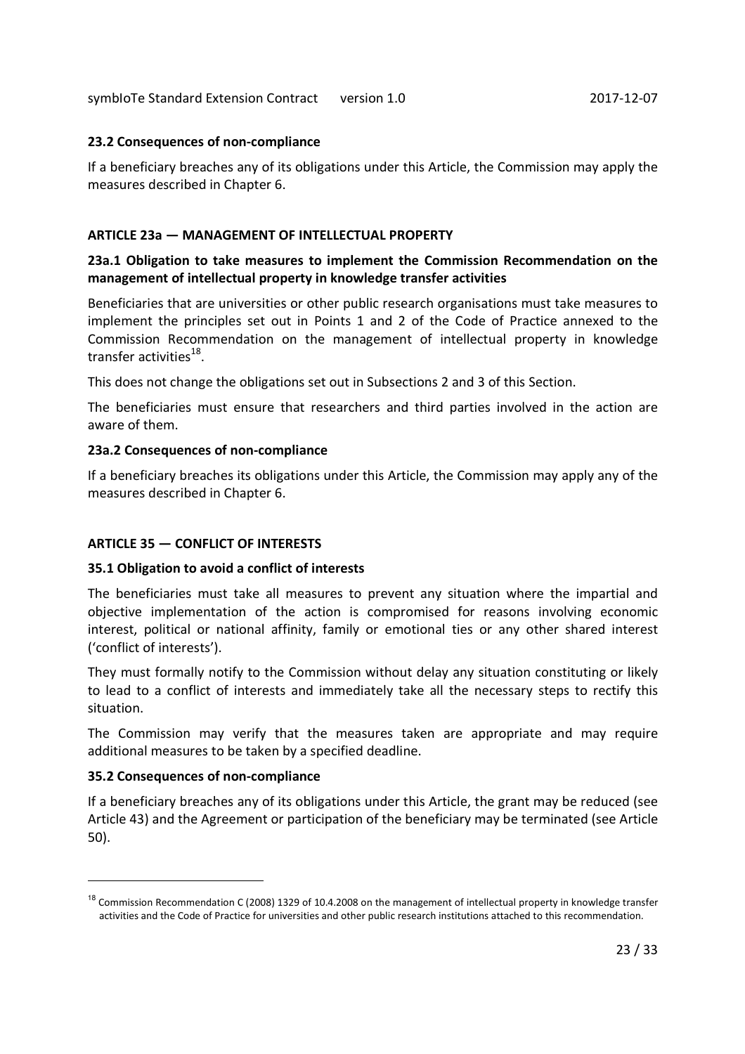#### 23.2 Consequences of non-compliance

If a beneficiary breaches any of its obligations under this Article, the Commission may apply the measures described in Chapter 6.

### ARTICLE 23a — MANAGEMENT OF INTELLECTUAL PROPERTY

#### 23a.1 Obligation to take measures to implement the Commission Recommendation on the management of intellectual property in knowledge transfer activities

Beneficiaries that are universities or other public research organisations must take measures to implement the principles set out in Points 1 and 2 of the Code of Practice annexed to the Commission Recommendation on the management of intellectual property in knowledge transfer activities[18].

This does not change the obligations set out in Subsections 2 and 3 of this Section.

The beneficiaries must ensure that researchers and third parties involved in the action are aware of them.

#### 23a.2 Consequences of non-compliance

If a beneficiary breaches its obligations under this Article, the Commission may apply any of the measures described in Chapter 6.

### ARTICLE 35 — CONFLICT OF INTERESTS

#### 35.1 Obligation to avoid a conflict of interests

The beneficiaries must take all measures to prevent any situation where the impartial and objective implementation of the action is compromised for reasons involving economic interest, political or national affinity, family or emotional ties or any other shared interest ('conflict of interests').

They must formally notify to the Commission without delay any situation constituting or likely to lead to a conflict of interests and immediately take all the necessary steps to rectify this situation.

The Commission may verify that the measures taken are appropriate and may require additional measures to be taken by a specified deadline.

#### 35.2 Consequences of non-compliance

If a beneficiary breaches any of its obligations under this Article, the grant may be reduced (see Article 43) and the Agreement or participation of the beneficiary may be terminated (see Article 50).

---

[18] Commission Recommendation C (2008) 1329 of 10.4.2008 on the management of intellectual property in knowledge transfer activities and the Code of Practice for universities and other public research institutions attached to this recommendation.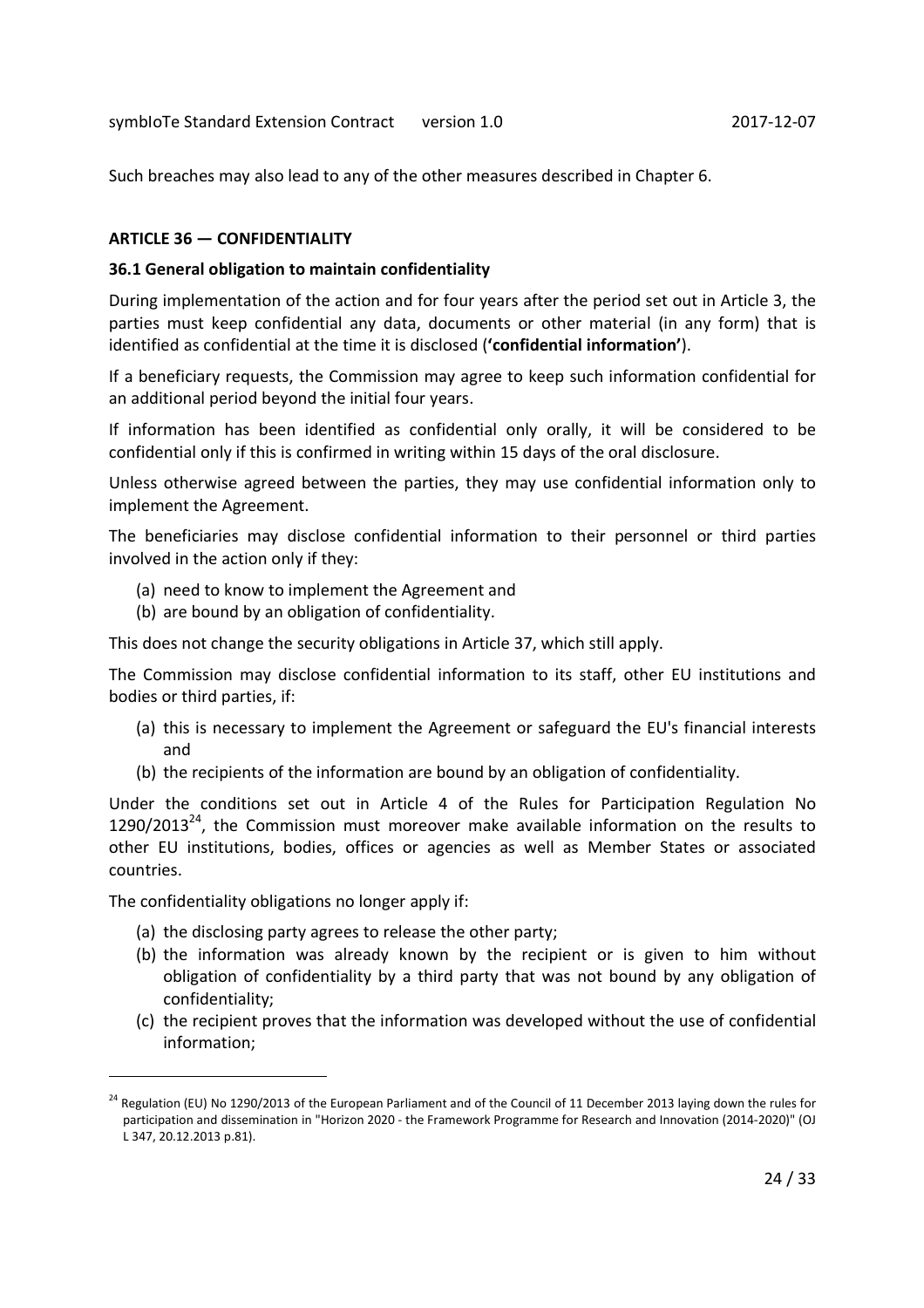Such breaches may also lead to any of the other measures described in Chapter 6.

### ARTICLE 36 — CONFIDENTIALITY

#### 36.1 General obligation to maintain confidentiality

During implementation of the action and for four years after the period set out in Article 3, the parties must keep confidential any data, documents or other material (in any form) that is identified as confidential at the time it is disclosed (**'confidential information'**).

If a beneficiary requests, the Commission may agree to keep such information confidential for an additional period beyond the initial four years.

If information has been identified as confidential only orally, it will be considered to be confidential only if this is confirmed in writing within 15 days of the oral disclosure.

Unless otherwise agreed between the parties, they may use confidential information only to implement the Agreement.

The beneficiaries may disclose confidential information to their personnel or third parties involved in the action only if they:

(a) need to know to implement the Agreement and
(b) are bound by an obligation of confidentiality.

This does not change the security obligations in Article 37, which still apply.

The Commission may disclose confidential information to its staff, other EU institutions and bodies or third parties, if:

(a) this is necessary to implement the Agreement or safeguard the EU's financial interests and
(b) the recipients of the information are bound by an obligation of confidentiality.

Under the conditions set out in Article 4 of the Rules for Participation Regulation No 1290/2013[24], the Commission must moreover make available information on the results to other EU institutions, bodies, offices or agencies as well as Member States or associated countries.

The confidentiality obligations no longer apply if:

(a) the disclosing party agrees to release the other party;
(b) the information was already known by the recipient or is given to him without obligation of confidentiality by a third party that was not bound by any obligation of confidentiality;
(c) the recipient proves that the information was developed without the use of confidential information;

[24] Regulation (EU) No 1290/2013 of the European Parliament and of the Council of 11 December 2013 laying down the rules for participation and dissemination in "Horizon 2020 - the Framework Programme for Research and Innovation (2014-2020)" (OJ L 347, 20.12.2013 p.81).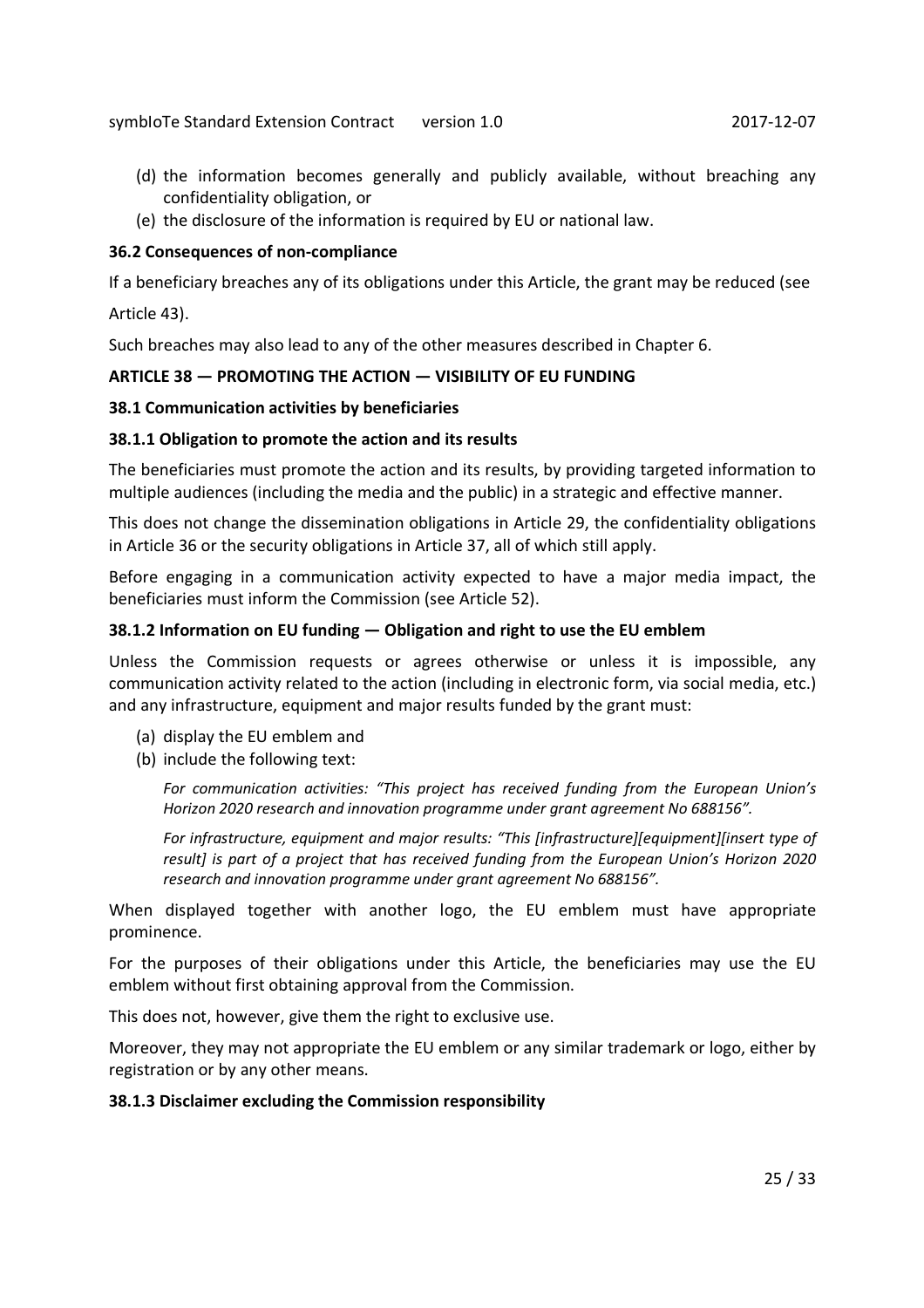(d) the information becomes generally and publicly available, without breaching any confidentiality obligation, or

(e) the disclosure of the information is required by EU or national law.

### 36.2 Consequences of non-compliance

If a beneficiary breaches any of its obligations under this Article, the grant may be reduced (see Article 43).

Such breaches may also lead to any of the other measures described in Chapter 6.

## ARTICLE 38 — PROMOTING THE ACTION — VISIBILITY OF EU FUNDING

### 38.1 Communication activities by beneficiaries

#### 38.1.1 Obligation to promote the action and its results

The beneficiaries must promote the action and its results, by providing targeted information to multiple audiences (including the media and the public) in a strategic and effective manner.

This does not change the dissemination obligations in Article 29, the confidentiality obligations in Article 36 or the security obligations in Article 37, all of which still apply.

Before engaging in a communication activity expected to have a major media impact, the beneficiaries must inform the Commission (see Article 52).

#### 38.1.2 Information on EU funding — Obligation and right to use the EU emblem

Unless the Commission requests or agrees otherwise or unless it is impossible, any communication activity related to the action (including in electronic form, via social media, etc.) and any infrastructure, equipment and major results funded by the grant must:

(a) display the EU emblem and

(b) include the following text:

*For communication activities: "This project has received funding from the European Union's Horizon 2020 research and innovation programme under grant agreement No 688156".*

*For infrastructure, equipment and major results: "This [infrastructure][equipment][insert type of result] is part of a project that has received funding from the European Union's Horizon 2020 research and innovation programme under grant agreement No 688156".*

When displayed together with another logo, the EU emblem must have appropriate prominence.

For the purposes of their obligations under this Article, the beneficiaries may use the EU emblem without first obtaining approval from the Commission.

This does not, however, give them the right to exclusive use.

Moreover, they may not appropriate the EU emblem or any similar trademark or logo, either by registration or by any other means.

#### 38.1.3 Disclaimer excluding the Commission responsibility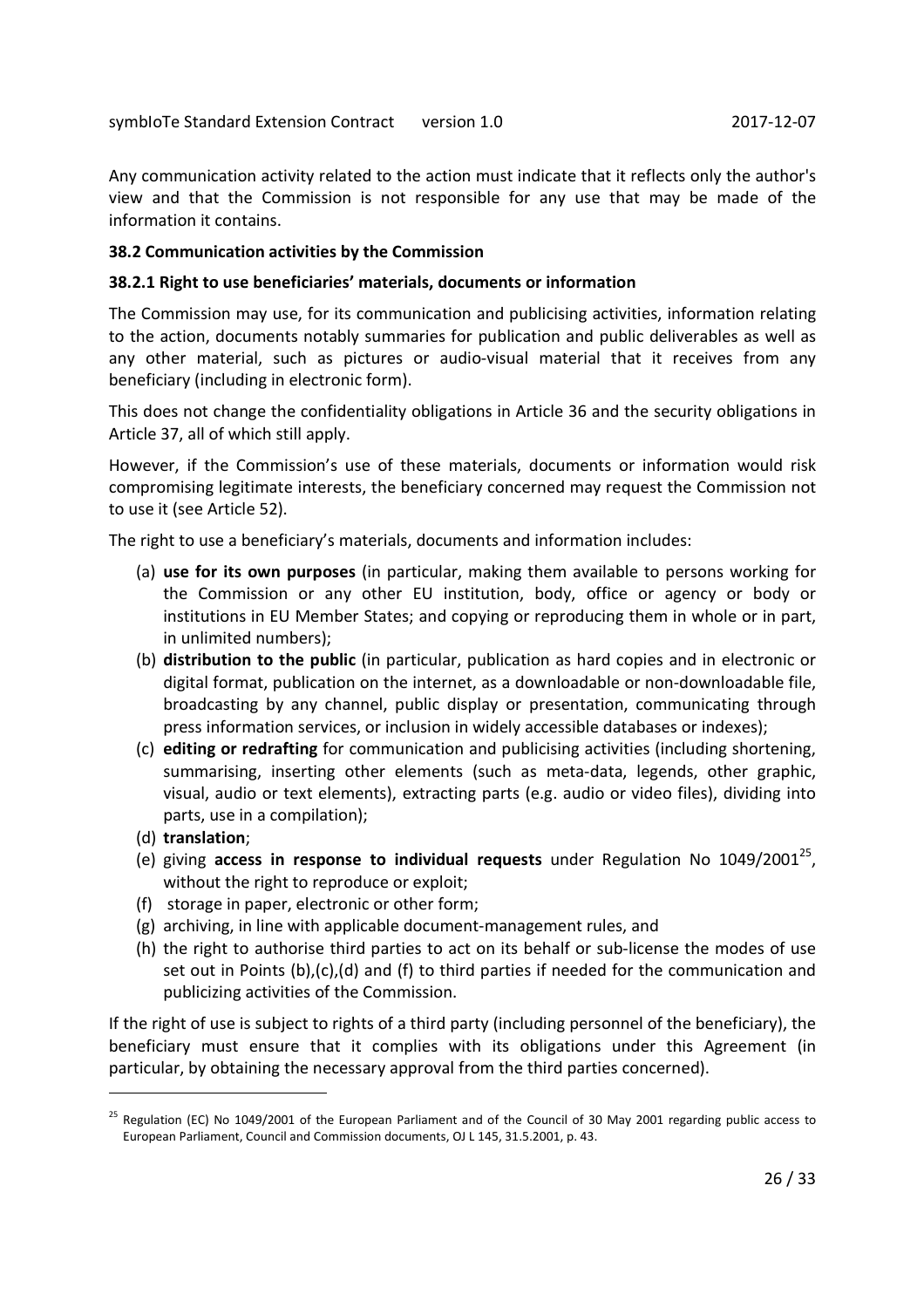Any communication activity related to the action must indicate that it reflects only the author's view and that the Commission is not responsible for any use that may be made of the information it contains.

**38.2 Communication activities by the Commission**

**38.2.1 Right to use beneficiaries' materials, documents or information**

The Commission may use, for its communication and publicising activities, information relating to the action, documents notably summaries for publication and public deliverables as well as any other material, such as pictures or audio-visual material that it receives from any beneficiary (including in electronic form).

This does not change the confidentiality obligations in Article 36 and the security obligations in Article 37, all of which still apply.

However, if the Commission's use of these materials, documents or information would risk compromising legitimate interests, the beneficiary concerned may request the Commission not to use it (see Article 52).

The right to use a beneficiary's materials, documents and information includes:

(a) **use for its own purposes** (in particular, making them available to persons working for the Commission or any other EU institution, body, office or agency or body or institutions in EU Member States; and copying or reproducing them in whole or in part, in unlimited numbers);
(b) **distribution to the public** (in particular, publication as hard copies and in electronic or digital format, publication on the internet, as a downloadable or non-downloadable file, broadcasting by any channel, public display or presentation, communicating through press information services, or inclusion in widely accessible databases or indexes);
(c) **editing or redrafting** for communication and publicising activities (including shortening, summarising, inserting other elements (such as meta-data, legends, other graphic, visual, audio or text elements), extracting parts (e.g. audio or video files), dividing into parts, use in a compilation);
(d) **translation**;
(e) giving **access in response to individual requests** under Regulation No 1049/2001[25], without the right to reproduce or exploit;
(f) storage in paper, electronic or other form;
(g) archiving, in line with applicable document-management rules, and
(h) the right to authorise third parties to act on its behalf or sub-license the modes of use set out in Points (b),(c),(d) and (f) to third parties if needed for the communication and publicizing activities of the Commission.

If the right of use is subject to rights of a third party (including personnel of the beneficiary), the beneficiary must ensure that it complies with its obligations under this Agreement (in particular, by obtaining the necessary approval from the third parties concerned).

---

[25] Regulation (EC) No 1049/2001 of the European Parliament and of the Council of 30 May 2001 regarding public access to European Parliament, Council and Commission documents, OJ L 145, 31.5.2001, p. 43.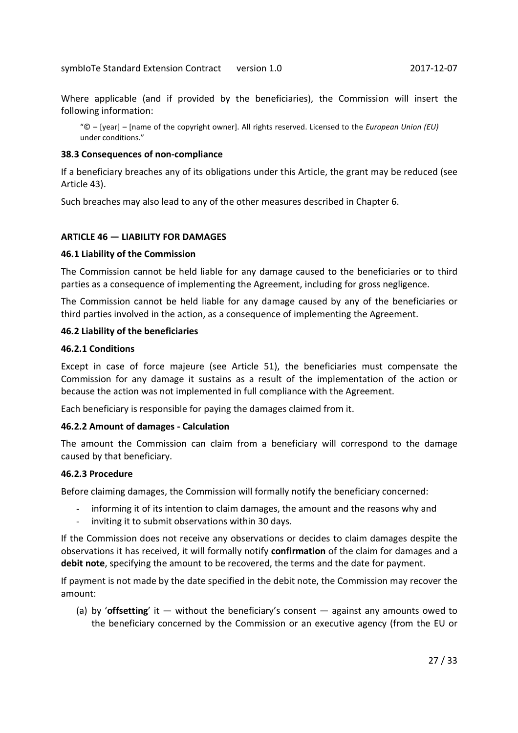Where applicable (and if provided by the beneficiaries), the Commission will insert the following information:

> "© – [year] – [name of the copyright owner]. All rights reserved. Licensed to the *European Union (EU)* under conditions."

#### 38.3 Consequences of non-compliance

If a beneficiary breaches any of its obligations under this Article, the grant may be reduced (see Article 43).

Such breaches may also lead to any of the other measures described in Chapter 6.

### ARTICLE 46 — LIABILITY FOR DAMAGES

#### 46.1 Liability of the Commission

The Commission cannot be held liable for any damage caused to the beneficiaries or to third parties as a consequence of implementing the Agreement, including for gross negligence.

The Commission cannot be held liable for any damage caused by any of the beneficiaries or third parties involved in the action, as a consequence of implementing the Agreement.

#### 46.2 Liability of the beneficiaries

##### 46.2.1 Conditions

Except in case of force majeure (see Article 51), the beneficiaries must compensate the Commission for any damage it sustains as a result of the implementation of the action or because the action was not implemented in full compliance with the Agreement.

Each beneficiary is responsible for paying the damages claimed from it.

##### 46.2.2 Amount of damages - Calculation

The amount the Commission can claim from a beneficiary will correspond to the damage caused by that beneficiary.

##### 46.2.3 Procedure

Before claiming damages, the Commission will formally notify the beneficiary concerned:

- informing it of its intention to claim damages, the amount and the reasons why and
- inviting it to submit observations within 30 days.

If the Commission does not receive any observations or decides to claim damages despite the observations it has received, it will formally notify **confirmation** of the claim for damages and a **debit note**, specifying the amount to be recovered, the terms and the date for payment.

If payment is not made by the date specified in the debit note, the Commission may recover the amount:

(a) by '**offsetting**' it — without the beneficiary's consent — against any amounts owed to the beneficiary concerned by the Commission or an executive agency (from the EU or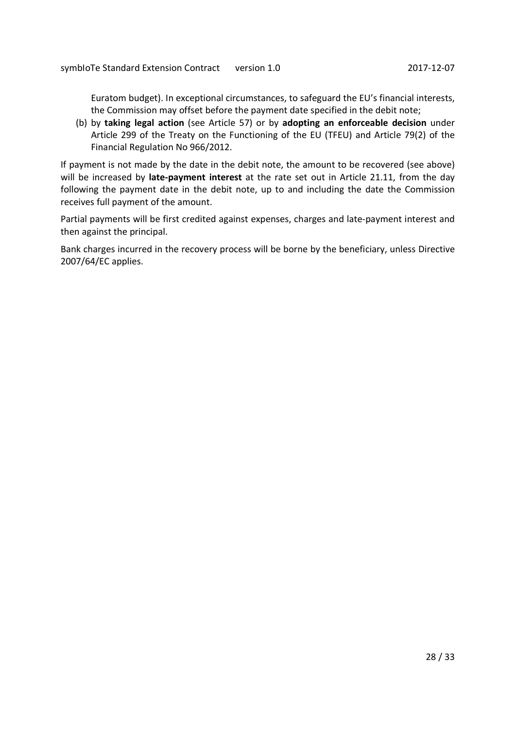Euratom budget). In exceptional circumstances, to safeguard the EU's financial interests, the Commission may offset before the payment date specified in the debit note;

(b) by **taking legal action** (see Article 57) or by **adopting an enforceable decision** under Article 299 of the Treaty on the Functioning of the EU (TFEU) and Article 79(2) of the Financial Regulation No 966/2012.

If payment is not made by the date in the debit note, the amount to be recovered (see above) will be increased by **late-payment interest** at the rate set out in Article 21.11, from the day following the payment date in the debit note, up to and including the date the Commission receives full payment of the amount.

Partial payments will be first credited against expenses, charges and late-payment interest and then against the principal.

Bank charges incurred in the recovery process will be borne by the beneficiary, unless Directive 2007/64/EC applies.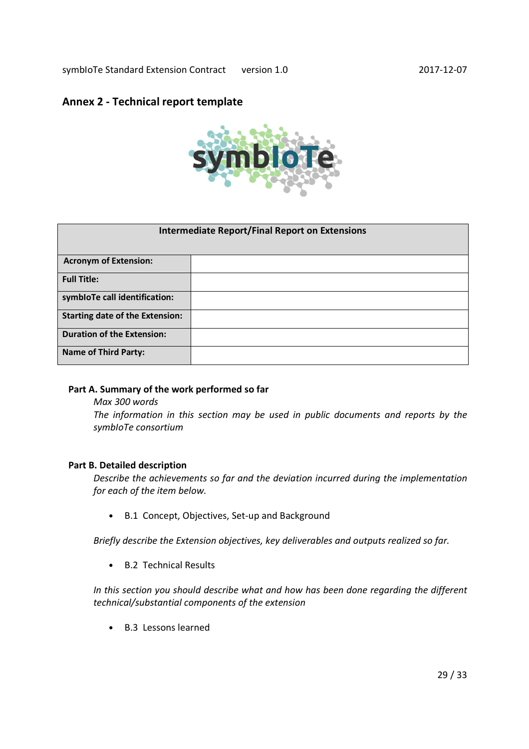## Annex 2 - Technical report template

| Intermediate Report/Final Report on Extensions | |
|---|---|
| **Acronym of Extension:** | |
| **Full Title:** | |
| **symbIoTe call identification:** | |
| **Starting date of the Extension:** | |
| **Duration of the Extension:** | |
| **Name of Third Party:** | |

### Part A. Summary of the work performed so far

*Max 300 words*

*The information in this section may be used in public documents and reports by the symbIoTe consortium*

### Part B. Detailed description

*Describe the achievements so far and the deviation incurred during the implementation for each of the item below.*

- B.1 Concept, Objectives, Set-up and Background

*Briefly describe the Extension objectives, key deliverables and outputs realized so far.*

- B.2 Technical Results

*In this section you should describe what and how has been done regarding the different technical/substantial components of the extension*

- B.3 Lessons learned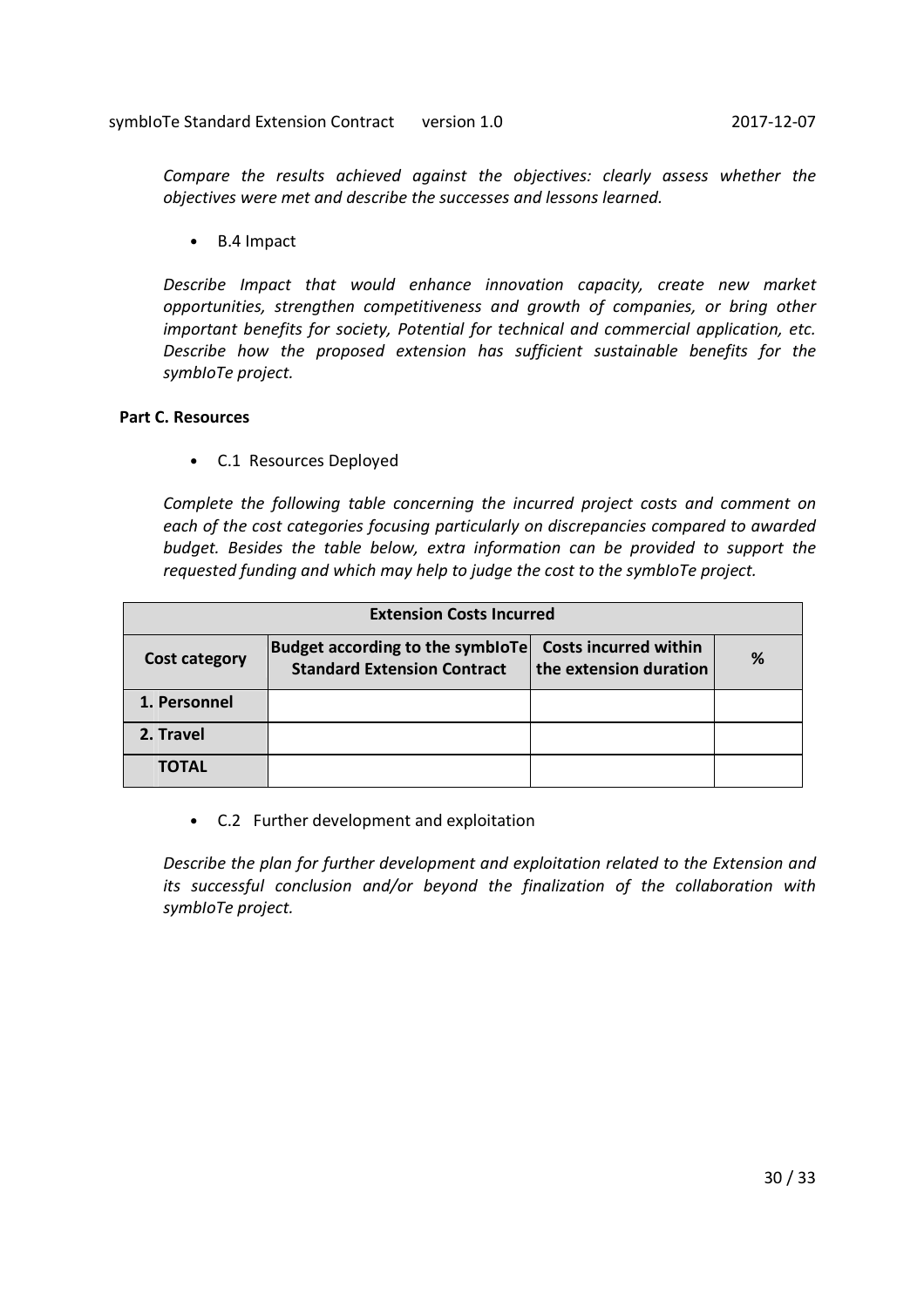*Compare the results achieved against the objectives: clearly assess whether the objectives were met and describe the successes and lessons learned.*

- B.4 Impact

*Describe Impact that would enhance innovation capacity, create new market opportunities, strengthen competitiveness and growth of companies, or bring other important benefits for society, Potential for technical and commercial application, etc. Describe how the proposed extension has sufficient sustainable benefits for the symbIoTe project.*

**Part C. Resources**

- C.1 Resources Deployed

*Complete the following table concerning the incurred project costs and comment on each of the cost categories focusing particularly on discrepancies compared to awarded budget. Besides the table below, extra information can be provided to support the requested funding and which may help to judge the cost to the symbIoTe project.*

| **Extension Costs Incurred** | | | |
|---|---|---|---|
| **Cost category** | **Budget according to the symbIoTe Standard Extension Contract** | **Costs incurred within the extension duration** | **%** |
| **1. Personnel** | | | |
| **2. Travel** | | | |
| **TOTAL** | | | |

- C.2 Further development and exploitation

*Describe the plan for further development and exploitation related to the Extension and its successful conclusion and/or beyond the finalization of the collaboration with symbIoTe project.*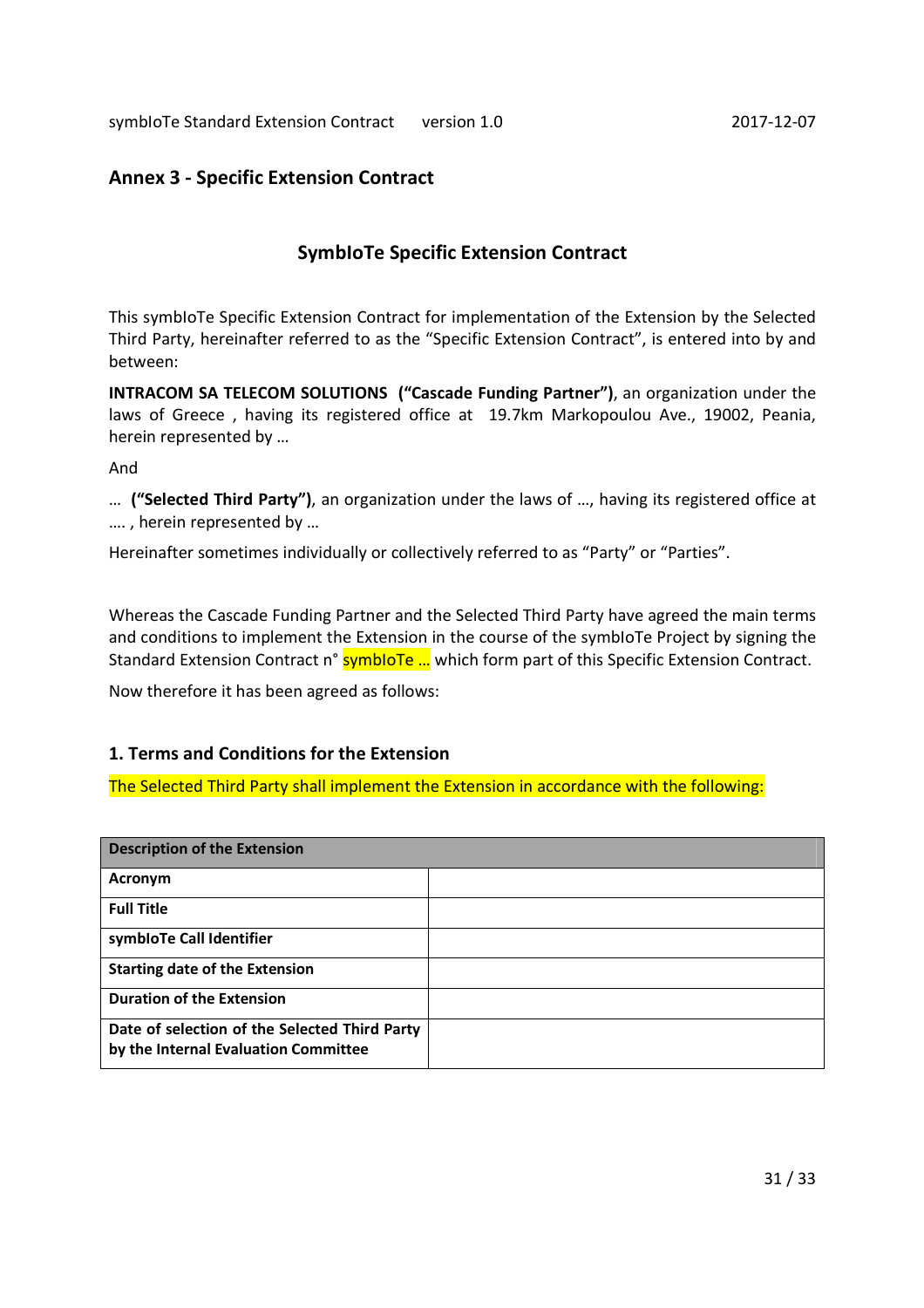## Annex 3 - Specific Extension Contract

### SymbIoTe Specific Extension Contract

This symbIoTe Specific Extension Contract for implementation of the Extension by the Selected Third Party, hereinafter referred to as the "Specific Extension Contract", is entered into by and between:

**INTRACOM SA TELECOM SOLUTIONS ("Cascade Funding Partner")**, an organization under the laws of Greece , having its registered office at 19.7km Markopoulou Ave., 19002, Peania, herein represented by …

And

… **("Selected Third Party")**, an organization under the laws of …, having its registered office at …. , herein represented by …

Hereinafter sometimes individually or collectively referred to as "Party" or "Parties".

Whereas the Cascade Funding Partner and the Selected Third Party have agreed the main terms and conditions to implement the Extension in the course of the symbIoTe Project by signing the Standard Extension Contract n° symbIoTe … which form part of this Specific Extension Contract.

Now therefore it has been agreed as follows:

### 1. Terms and Conditions for the Extension

The Selected Third Party shall implement the Extension in accordance with the following:

| Description of the Extension | |
|---|---|
| **Acronym** | |
| **Full Title** | |
| **symbIoTe Call Identifier** | |
| **Starting date of the Extension** | |
| **Duration of the Extension** | |
| **Date of selection of the Selected Third Party by the Internal Evaluation Committee** | |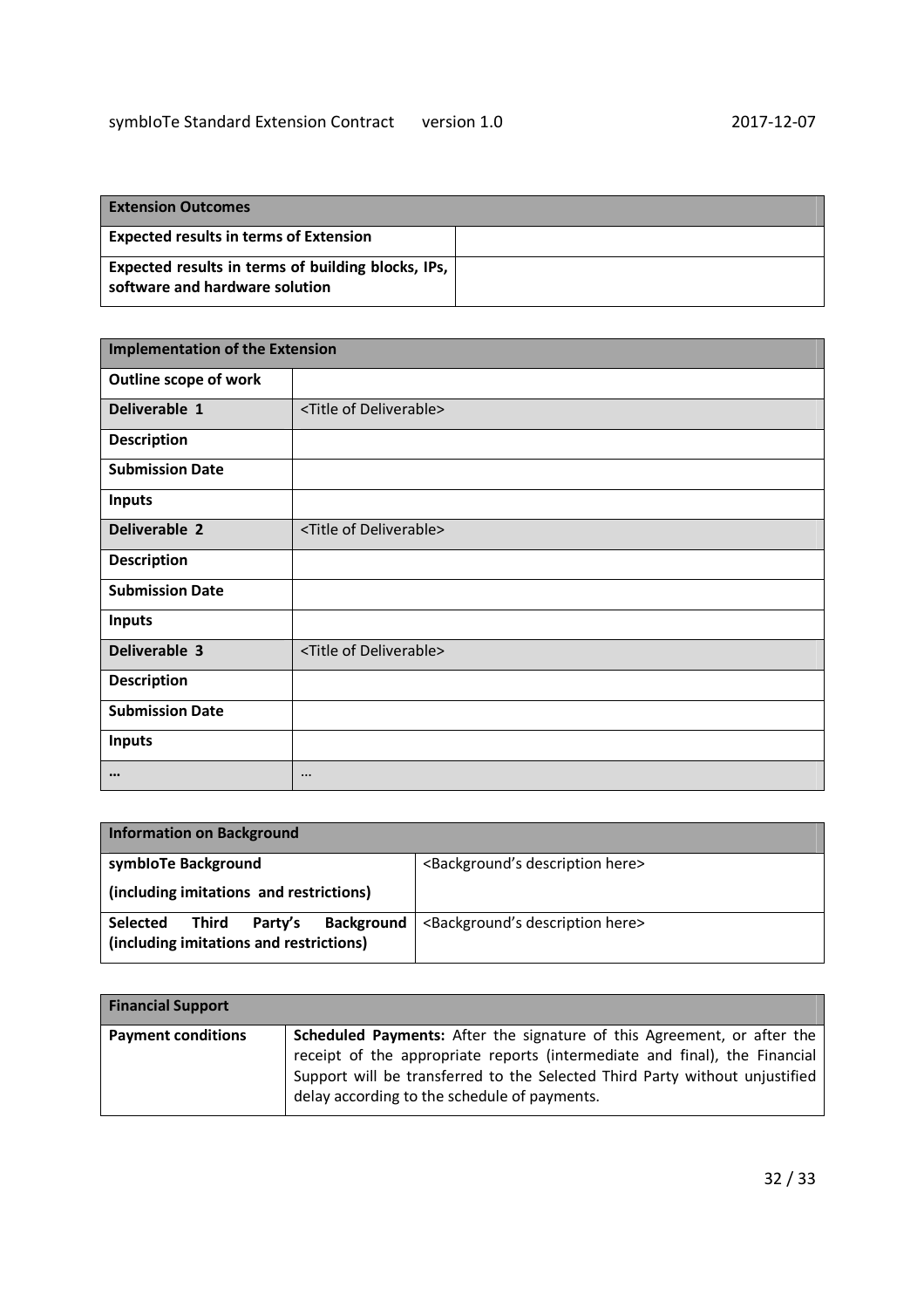| Extension Outcomes | |
|---|---|
| **Expected results in terms of Extension** | |
| **Expected results in terms of building blocks, IPs, software and hardware solution** | |

| Implementation of the Extension | |
|---|---|
| **Outline scope of work** | |
| **Deliverable 1** | <Title of Deliverable> |
| **Description** | |
| **Submission Date** | |
| **Inputs** | |
| **Deliverable 2** | <Title of Deliverable> |
| **Description** | |
| **Submission Date** | |
| **Inputs** | |
| **Deliverable 3** | <Title of Deliverable> |
| **Description** | |
| **Submission Date** | |
| **Inputs** | |
| **…** | … |

| Information on Background | |
|---|---|
| **symbIoTe Background (including imitations and restrictions)** | <Background's description here> |
| **Selected Third Party's Background (including imitations and restrictions)** | <Background's description here> |

| Financial Support | |
|---|---|
| **Payment conditions** | **Scheduled Payments:** After the signature of this Agreement, or after the receipt of the appropriate reports (intermediate and final), the Financial Support will be transferred to the Selected Third Party without unjustified delay according to the schedule of payments. |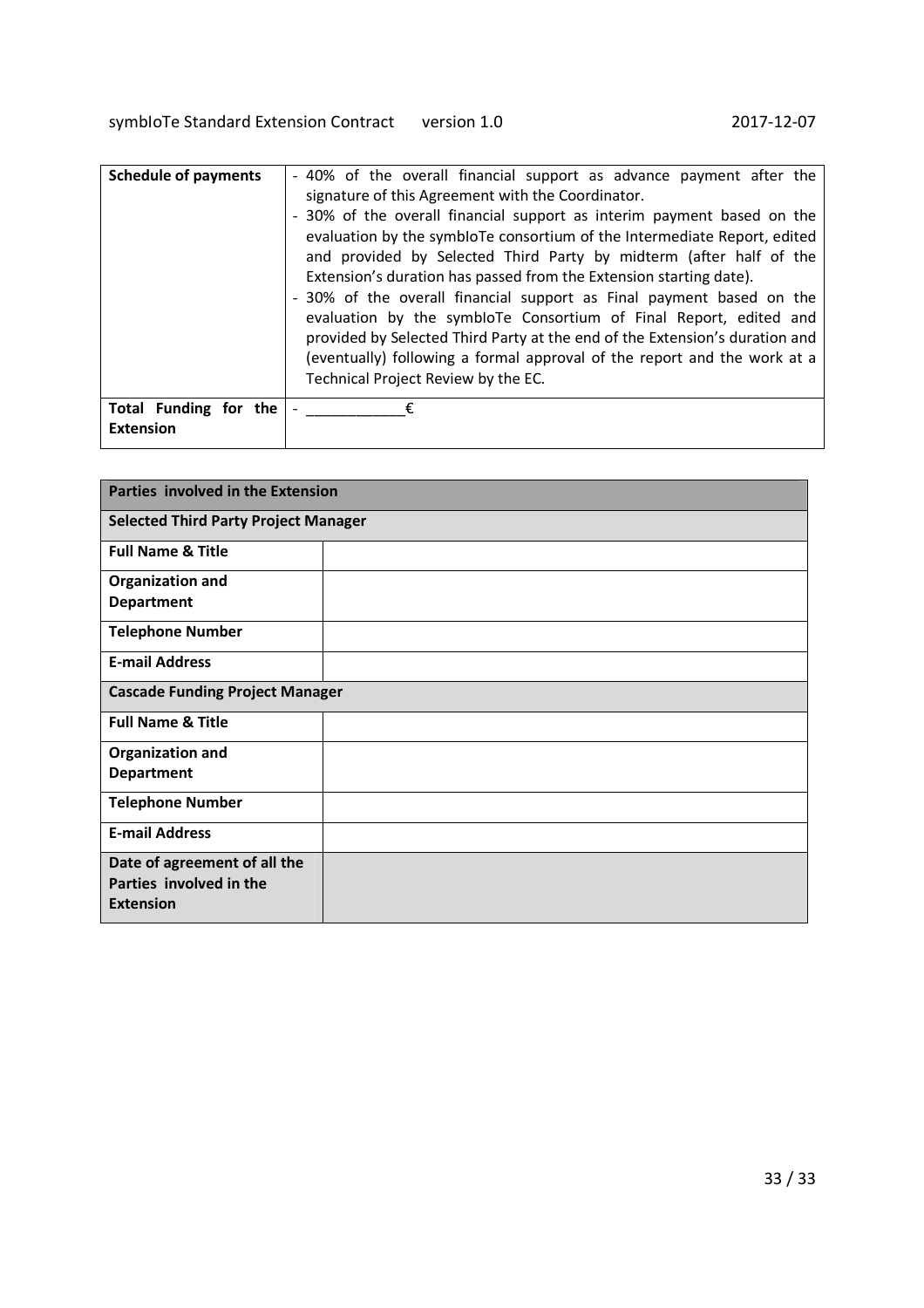| | |
|---|---|
| **Schedule of payments** | - 40% of the overall financial support as advance payment after the signature of this Agreement with the Coordinator.<br>- 30% of the overall financial support as interim payment based on the evaluation by the symbIoTe consortium of the Intermediate Report, edited and provided by Selected Third Party by midterm (after half of the Extension's duration has passed from the Extension starting date).<br>- 30% of the overall financial support as Final payment based on the evaluation by the symbIoTe Consortium of Final Report, edited and provided by Selected Third Party at the end of the Extension's duration and (eventually) following a formal approval of the report and the work at a Technical Project Review by the EC. |
| **Total Funding for the Extension** | - ____________€ |

| **Parties involved in the Extension** | |
|---|---|
| **Selected Third Party Project Manager** | |
| **Full Name & Title** | |
| **Organization and Department** | |
| **Telephone Number** | |
| **E-mail Address** | |
| **Cascade Funding Project Manager** | |
| **Full Name & Title** | |
| **Organization and Department** | |
| **Telephone Number** | |
| **E-mail Address** | |
| **Date of agreement of all the Parties involved in the Extension** | |